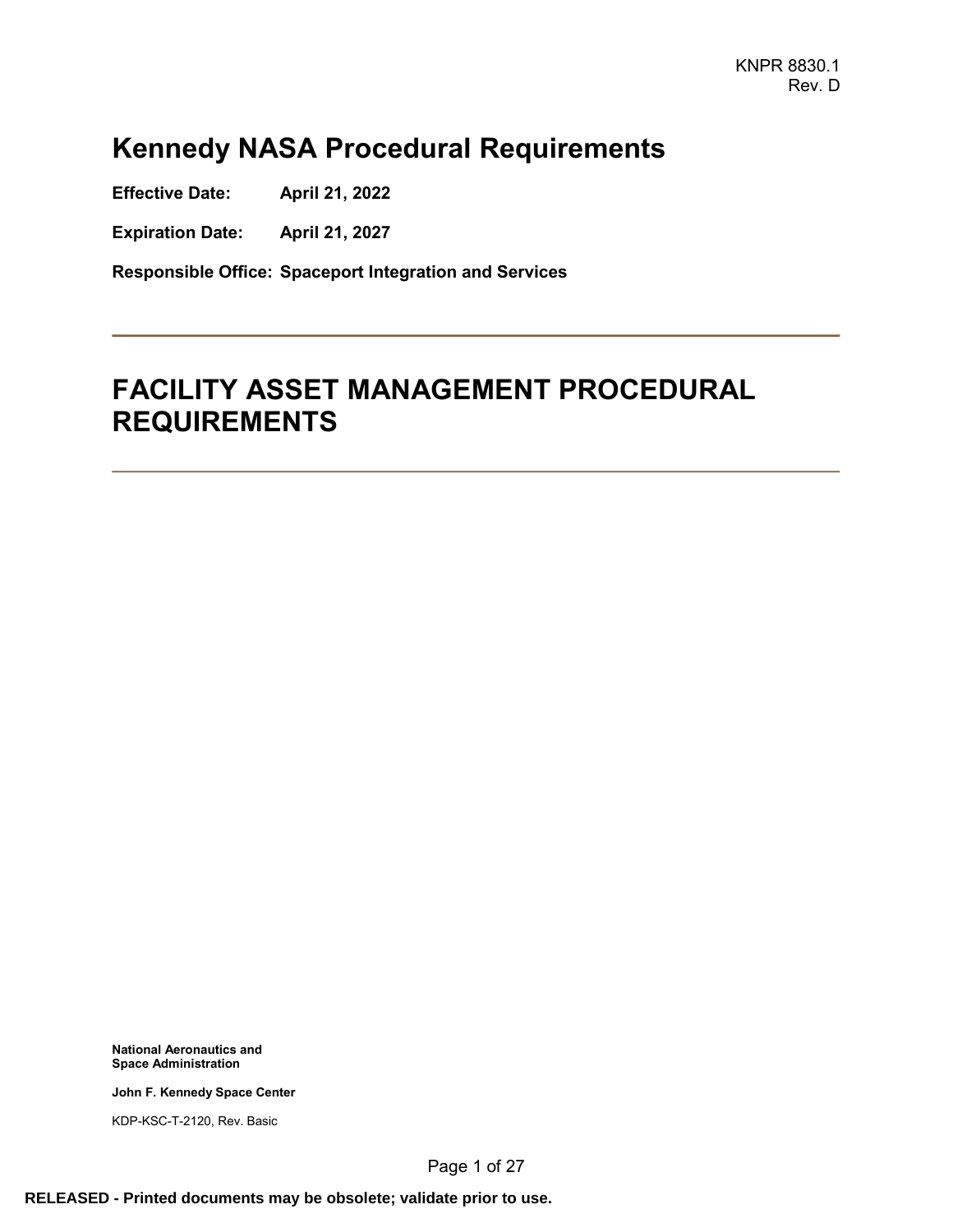KNPR 8830.1
Rev. D

# Kennedy NASA Procedural Requirements

**Effective Date:** **April 21, 2022**

**Expiration Date:** **April 21, 2027**

**Responsible Office:** **Spaceport Integration and Services**

---

# FACILITY ASSET MANAGEMENT PROCEDURAL REQUIREMENTS

---

**National Aeronautics and Space Administration**

**John F. Kennedy Space Center**

KDP-KSC-T-2120, Rev. Basic

**RELEASED - Printed documents may be obsolete; validate prior to use.**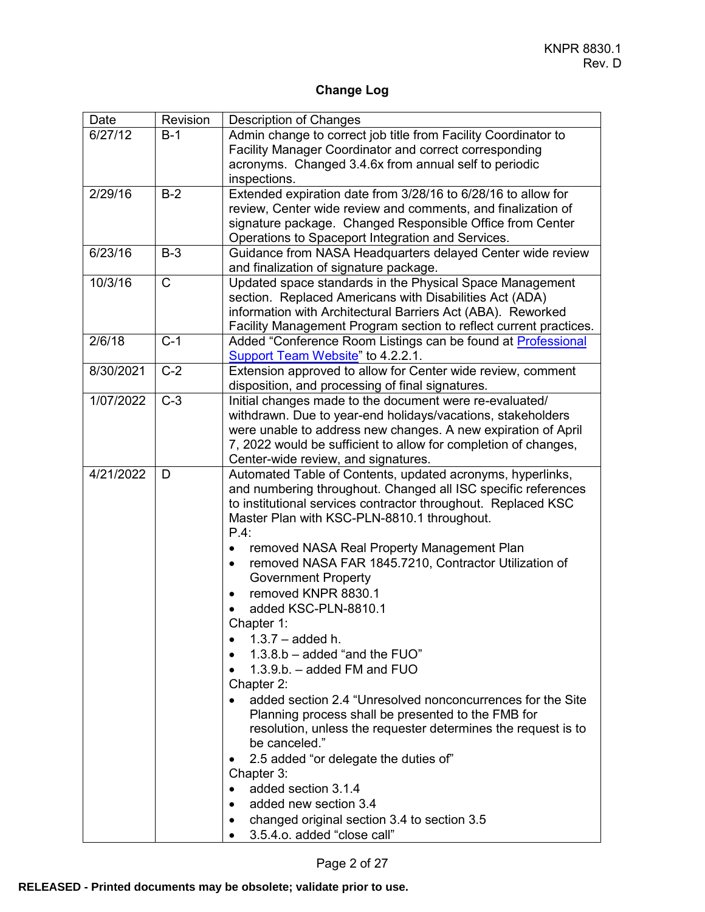## Change Log

| Date | Revision | Description of Changes |
|---|---|---|
| 6/27/12 | B-1 | Admin change to correct job title from Facility Coordinator to Facility Manager Coordinator and correct corresponding acronyms. Changed 3.4.6x from annual self to periodic inspections. |
| 2/29/16 | B-2 | Extended expiration date from 3/28/16 to 6/28/16 to allow for review, Center wide review and comments, and finalization of signature package. Changed Responsible Office from Center Operations to Spaceport Integration and Services. |
| 6/23/16 | B-3 | Guidance from NASA Headquarters delayed Center wide review and finalization of signature package. |
| 10/3/16 | C | Updated space standards in the Physical Space Management section. Replaced Americans with Disabilities Act (ADA) information with Architectural Barriers Act (ABA). Reworked Facility Management Program section to reflect current practices. |
| 2/6/18 | C-1 | Added "Conference Room Listings can be found at [Professional Support Team Website]" to 4.2.2.1. |
| 8/30/2021 | C-2 | Extension approved to allow for Center wide review, comment disposition, and processing of final signatures. |
| 1/07/2022 | C-3 | Initial changes made to the document were re-evaluated/ withdrawn. Due to year-end holidays/vacations, stakeholders were unable to address new changes. A new expiration of April 7, 2022 would be sufficient to allow for completion of changes, Center-wide review, and signatures. |
| 4/21/2022 | D | Automated Table of Contents, updated acronyms, hyperlinks, and numbering throughout. Changed all ISC specific references to institutional services contractor throughout. Replaced KSC Master Plan with KSC-PLN-8810.1 throughout.<br>P.4:<br>• removed NASA Real Property Management Plan<br>• removed NASA FAR 1845.7210, Contractor Utilization of Government Property<br>• removed KNPR 8830.1<br>• added KSC-PLN-8810.1<br>Chapter 1:<br>• 1.3.7 – added h.<br>• 1.3.8.b – added "and the FUO"<br>• 1.3.9.b. – added FM and FUO<br>Chapter 2:<br>• added section 2.4 "Unresolved nonconcurrences for the Site Planning process shall be presented to the FMB for resolution, unless the requester determines the request is to be canceled."<br>• 2.5 added "or delegate the duties of"<br>Chapter 3:<br>• added section 3.1.4<br>• added new section 3.4<br>• changed original section 3.4 to section 3.5<br>• 3.5.4.o. added "close call" |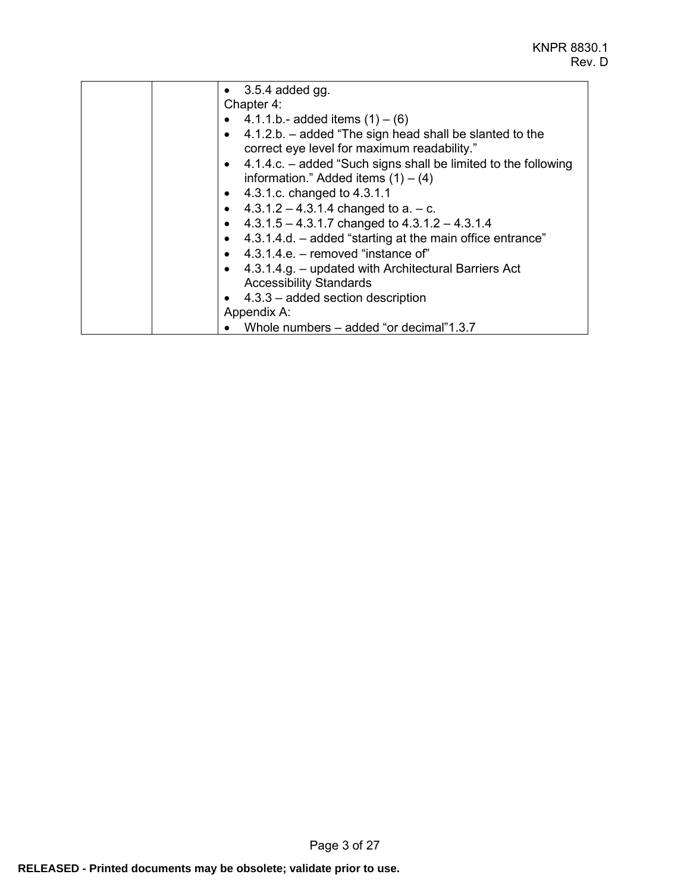|  |  | • 3.5.4 added gg.<br>Chapter 4:<br>• 4.1.1.b.- added items (1) – (6)<br>• 4.1.2.b. – added “The sign head shall be slanted to the correct eye level for maximum readability.”<br>• 4.1.4.c. – added “Such signs shall be limited to the following information.” Added items (1) – (4)<br>• 4.3.1.c. changed to 4.3.1.1<br>• 4.3.1.2 – 4.3.1.4 changed to a. – c.<br>• 4.3.1.5 – 4.3.1.7 changed to 4.3.1.2 – 4.3.1.4<br>• 4.3.1.4.d. – added “starting at the main office entrance”<br>• 4.3.1.4.e. – removed “instance of”<br>• 4.3.1.4.g. – updated with Architectural Barriers Act Accessibility Standards<br>• 4.3.3 – added section description<br>Appendix A:<br>• Whole numbers – added “or decimal”1.3.7 |
|---|---|---|

RELEASED - Printed documents may be obsolete; validate prior to use.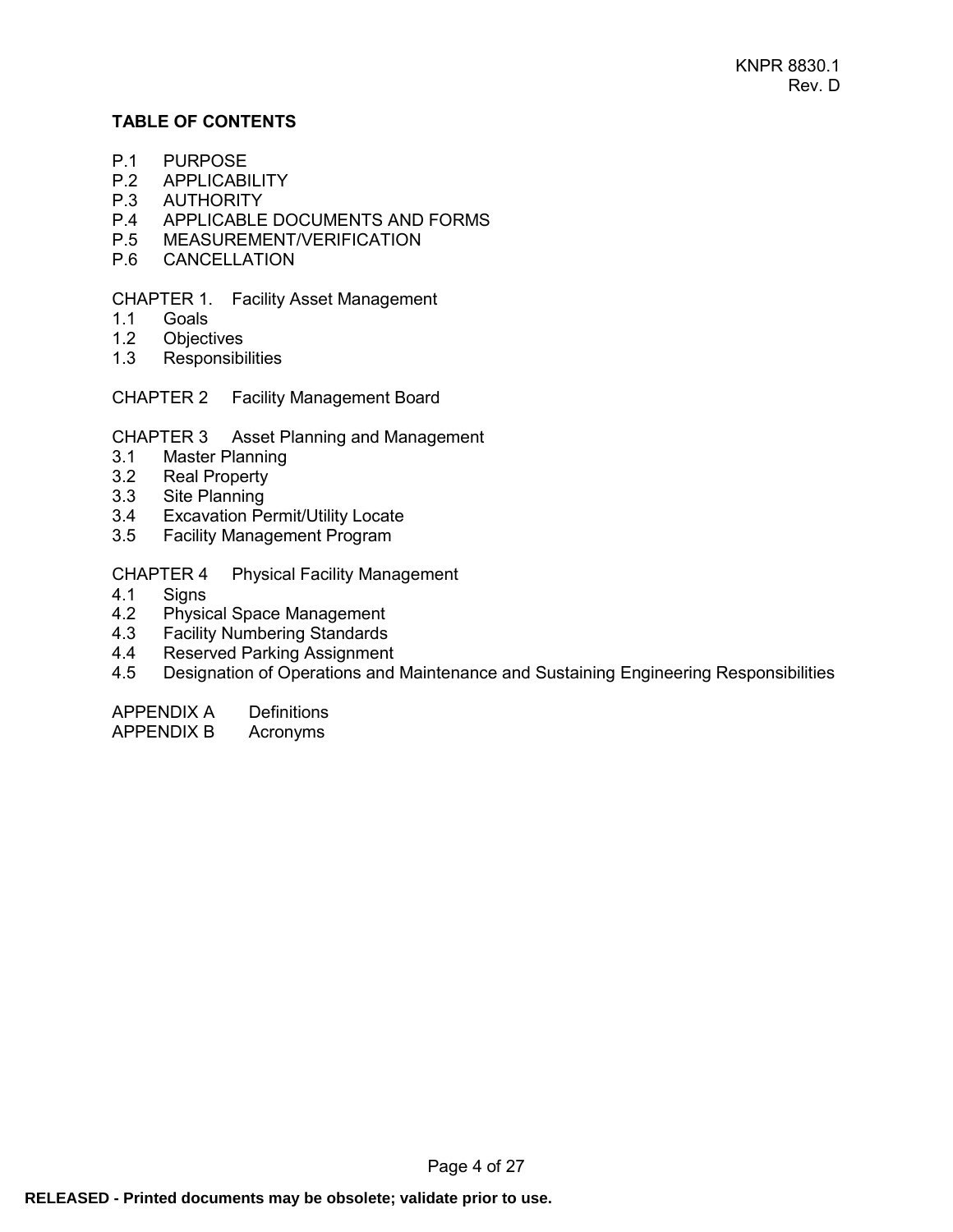**TABLE OF CONTENTS**

P.1 PURPOSE
P.2 APPLICABILITY
P.3 AUTHORITY
P.4 APPLICABLE DOCUMENTS AND FORMS
P.5 MEASUREMENT/VERIFICATION
P.6 CANCELLATION

CHAPTER 1. Facility Asset Management
1.1 Goals
1.2 Objectives
1.3 Responsibilities

CHAPTER 2 Facility Management Board

CHAPTER 3 Asset Planning and Management
3.1 Master Planning
3.2 Real Property
3.3 Site Planning
3.4 Excavation Permit/Utility Locate
3.5 Facility Management Program

CHAPTER 4 Physical Facility Management
4.1 Signs
4.2 Physical Space Management
4.3 Facility Numbering Standards
4.4 Reserved Parking Assignment
4.5 Designation of Operations and Maintenance and Sustaining Engineering Responsibilities

APPENDIX A Definitions
APPENDIX B Acronyms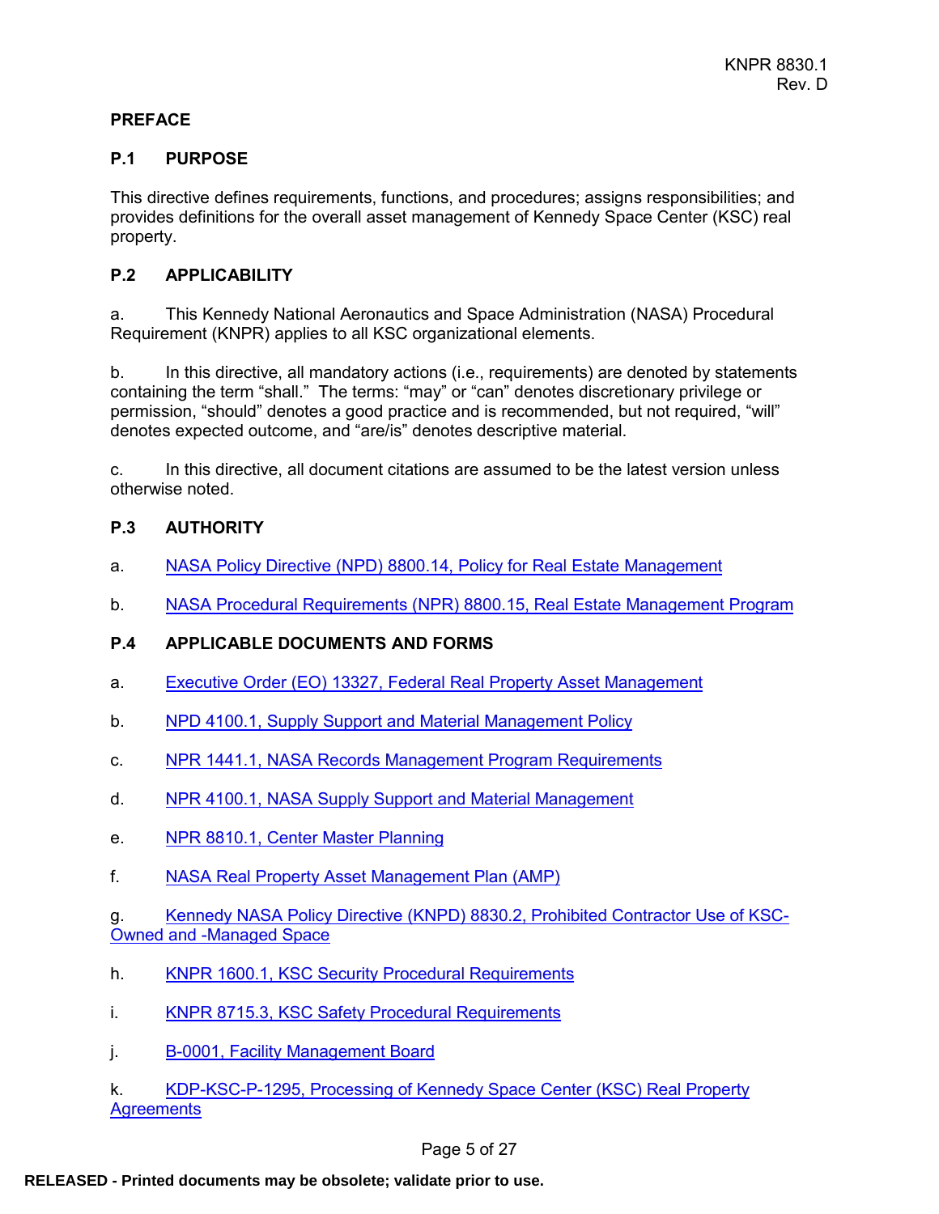# PREFACE

## P.1 PURPOSE

This directive defines requirements, functions, and procedures; assigns responsibilities; and provides definitions for the overall asset management of Kennedy Space Center (KSC) real property.

## P.2 APPLICABILITY

a. This Kennedy National Aeronautics and Space Administration (NASA) Procedural Requirement (KNPR) applies to all KSC organizational elements.

b. In this directive, all mandatory actions (i.e., requirements) are denoted by statements containing the term "shall." The terms: "may" or "can" denotes discretionary privilege or permission, "should" denotes a good practice and is recommended, but not required, "will" denotes expected outcome, and "are/is" denotes descriptive material.

c. In this directive, all document citations are assumed to be the latest version unless otherwise noted.

## P.3 AUTHORITY

a. NASA Policy Directive (NPD) 8800.14, Policy for Real Estate Management

b. NASA Procedural Requirements (NPR) 8800.15, Real Estate Management Program

## P.4 APPLICABLE DOCUMENTS AND FORMS

a. Executive Order (EO) 13327, Federal Real Property Asset Management

b. NPD 4100.1, Supply Support and Material Management Policy

c. NPR 1441.1, NASA Records Management Program Requirements

d. NPR 4100.1, NASA Supply Support and Material Management

e. NPR 8810.1, Center Master Planning

f. NASA Real Property Asset Management Plan (AMP)

g. Kennedy NASA Policy Directive (KNPD) 8830.2, Prohibited Contractor Use of KSC-Owned and -Managed Space

h. KNPR 1600.1, KSC Security Procedural Requirements

i. KNPR 8715.3, KSC Safety Procedural Requirements

j. B-0001, Facility Management Board

k. KDP-KSC-P-1295, Processing of Kennedy Space Center (KSC) Real Property Agreements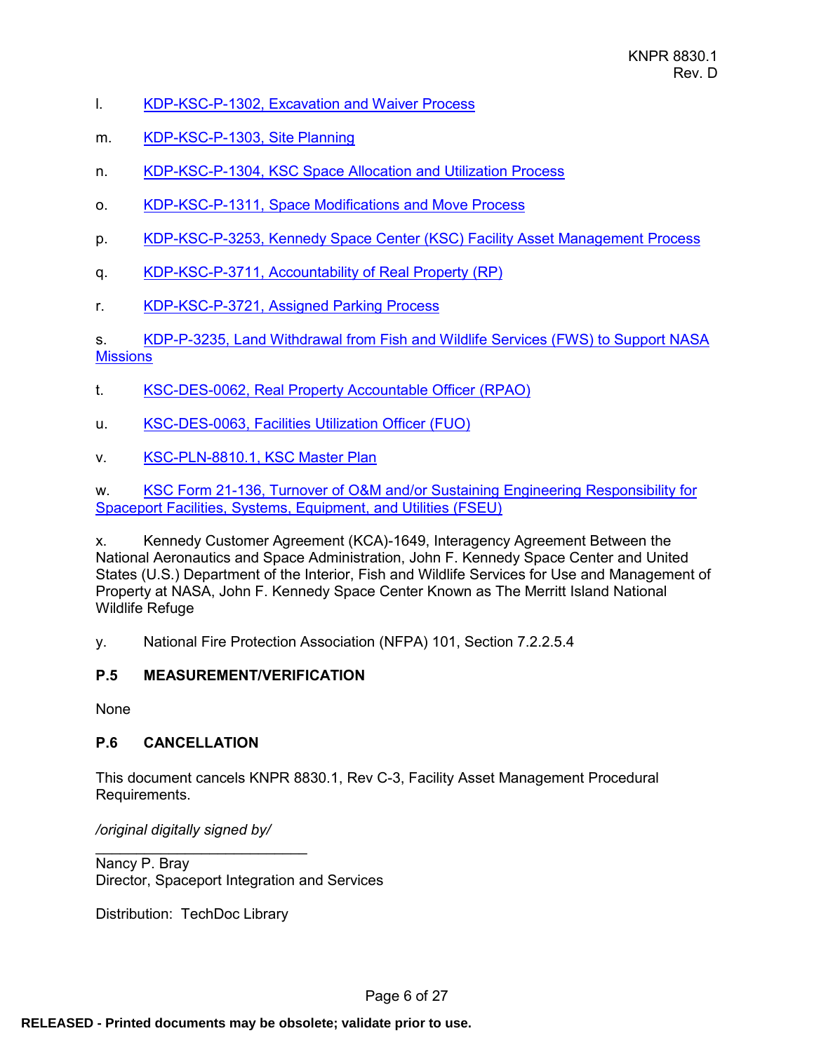l. KDP-KSC-P-1302, Excavation and Waiver Process

m. KDP-KSC-P-1303, Site Planning

n. KDP-KSC-P-1304, KSC Space Allocation and Utilization Process

o. KDP-KSC-P-1311, Space Modifications and Move Process

p. KDP-KSC-P-3253, Kennedy Space Center (KSC) Facility Asset Management Process

q. KDP-KSC-P-3711, Accountability of Real Property (RP)

r. KDP-KSC-P-3721, Assigned Parking Process

s. KDP-P-3235, Land Withdrawal from Fish and Wildlife Services (FWS) to Support NASA Missions

t. KSC-DES-0062, Real Property Accountable Officer (RPAO)

u. KSC-DES-0063, Facilities Utilization Officer (FUO)

v. KSC-PLN-8810.1, KSC Master Plan

w. KSC Form 21-136, Turnover of O&M and/or Sustaining Engineering Responsibility for Spaceport Facilities, Systems, Equipment, and Utilities (FSEU)

x. Kennedy Customer Agreement (KCA)-1649, Interagency Agreement Between the National Aeronautics and Space Administration, John F. Kennedy Space Center and United States (U.S.) Department of the Interior, Fish and Wildlife Services for Use and Management of Property at NASA, John F. Kennedy Space Center Known as The Merritt Island National Wildlife Refuge

y. National Fire Protection Association (NFPA) 101, Section 7.2.2.5.4

## P.5 MEASUREMENT/VERIFICATION

None

## P.6 CANCELLATION

This document cancels KNPR 8830.1, Rev C-3, Facility Asset Management Procedural Requirements.

*/original digitally signed by/*

\_\_\_\_\_\_\_\_\_\_\_\_\_\_\_\_\_\_\_\_\_\_\_\_\_\_

Nancy P. Bray
Director, Spaceport Integration and Services

Distribution: TechDoc Library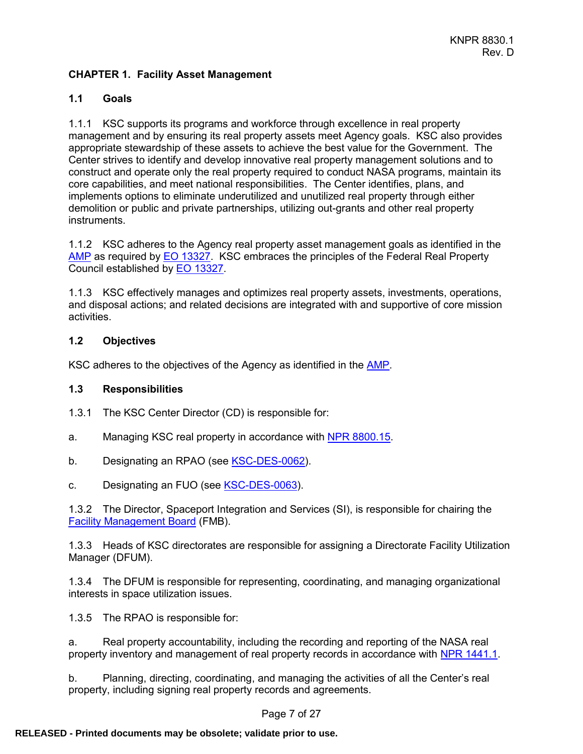# CHAPTER 1. Facility Asset Management

## 1.1 Goals

1.1.1 KSC supports its programs and workforce through excellence in real property management and by ensuring its real property assets meet Agency goals. KSC also provides appropriate stewardship of these assets to achieve the best value for the Government. The Center strives to identify and develop innovative real property management solutions and to construct and operate only the real property required to conduct NASA programs, maintain its core capabilities, and meet national responsibilities. The Center identifies, plans, and implements options to eliminate underutilized and unutilized real property through either demolition or public and private partnerships, utilizing out-grants and other real property instruments.

1.1.2 KSC adheres to the Agency real property asset management goals as identified in the AMP as required by EO 13327. KSC embraces the principles of the Federal Real Property Council established by EO 13327.

1.1.3 KSC effectively manages and optimizes real property assets, investments, operations, and disposal actions; and related decisions are integrated with and supportive of core mission activities.

## 1.2 Objectives

KSC adheres to the objectives of the Agency as identified in the AMP.

## 1.3 Responsibilities

1.3.1 The KSC Center Director (CD) is responsible for:

a. Managing KSC real property in accordance with NPR 8800.15.

b. Designating an RPAO (see KSC-DES-0062).

c. Designating an FUO (see KSC-DES-0063).

1.3.2 The Director, Spaceport Integration and Services (SI), is responsible for chairing the Facility Management Board (FMB).

1.3.3 Heads of KSC directorates are responsible for assigning a Directorate Facility Utilization Manager (DFUM).

1.3.4 The DFUM is responsible for representing, coordinating, and managing organizational interests in space utilization issues.

1.3.5 The RPAO is responsible for:

a. Real property accountability, including the recording and reporting of the NASA real property inventory and management of real property records in accordance with NPR 1441.1.

b. Planning, directing, coordinating, and managing the activities of all the Center's real property, including signing real property records and agreements.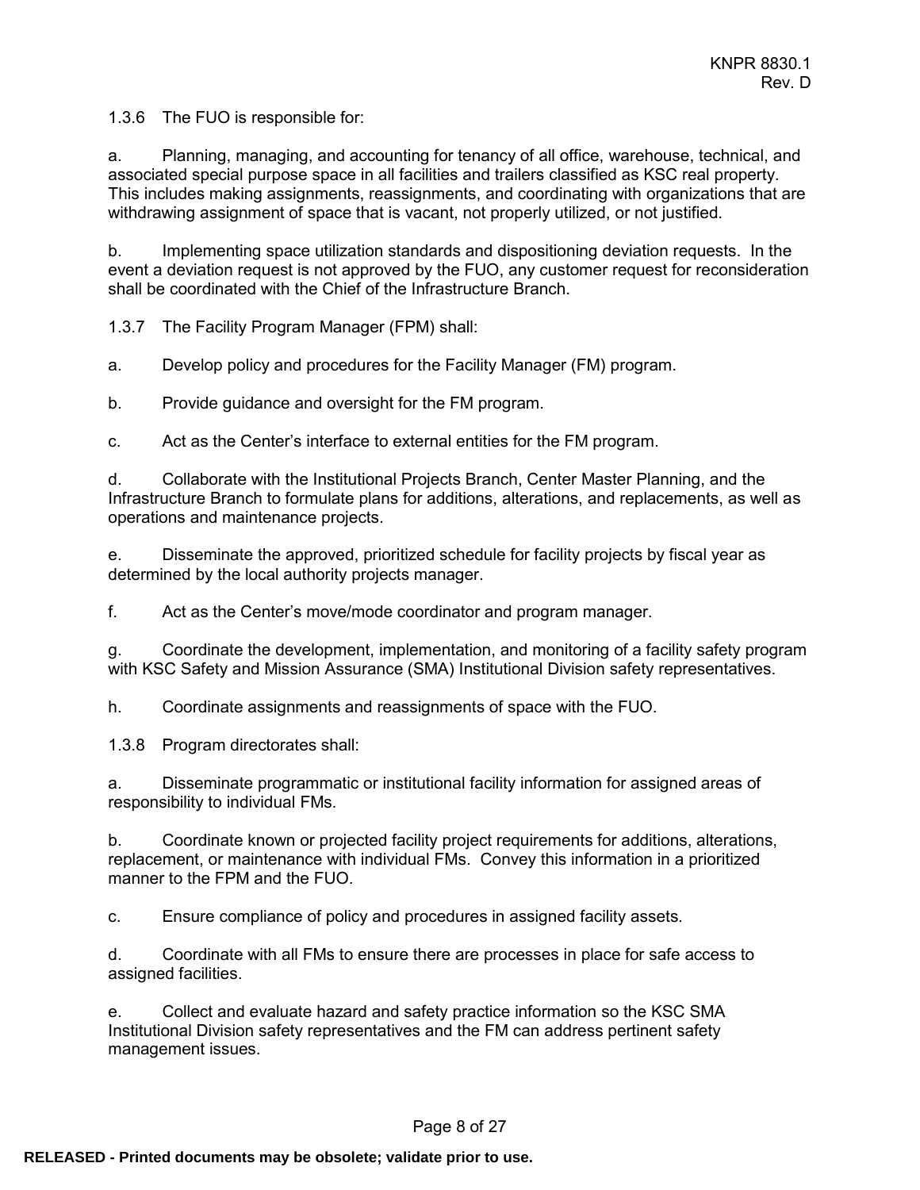1.3.6 The FUO is responsible for:

a. Planning, managing, and accounting for tenancy of all office, warehouse, technical, and associated special purpose space in all facilities and trailers classified as KSC real property. This includes making assignments, reassignments, and coordinating with organizations that are withdrawing assignment of space that is vacant, not properly utilized, or not justified.

b. Implementing space utilization standards and dispositioning deviation requests. In the event a deviation request is not approved by the FUO, any customer request for reconsideration shall be coordinated with the Chief of the Infrastructure Branch.

1.3.7 The Facility Program Manager (FPM) shall:

a. Develop policy and procedures for the Facility Manager (FM) program.

b. Provide guidance and oversight for the FM program.

c. Act as the Center's interface to external entities for the FM program.

d. Collaborate with the Institutional Projects Branch, Center Master Planning, and the Infrastructure Branch to formulate plans for additions, alterations, and replacements, as well as operations and maintenance projects.

e. Disseminate the approved, prioritized schedule for facility projects by fiscal year as determined by the local authority projects manager.

f. Act as the Center's move/mode coordinator and program manager.

g. Coordinate the development, implementation, and monitoring of a facility safety program with KSC Safety and Mission Assurance (SMA) Institutional Division safety representatives.

h. Coordinate assignments and reassignments of space with the FUO.

1.3.8 Program directorates shall:

a. Disseminate programmatic or institutional facility information for assigned areas of responsibility to individual FMs.

b. Coordinate known or projected facility project requirements for additions, alterations, replacement, or maintenance with individual FMs. Convey this information in a prioritized manner to the FPM and the FUO.

c. Ensure compliance of policy and procedures in assigned facility assets.

d. Coordinate with all FMs to ensure there are processes in place for safe access to assigned facilities.

e. Collect and evaluate hazard and safety practice information so the KSC SMA Institutional Division safety representatives and the FM can address pertinent safety management issues.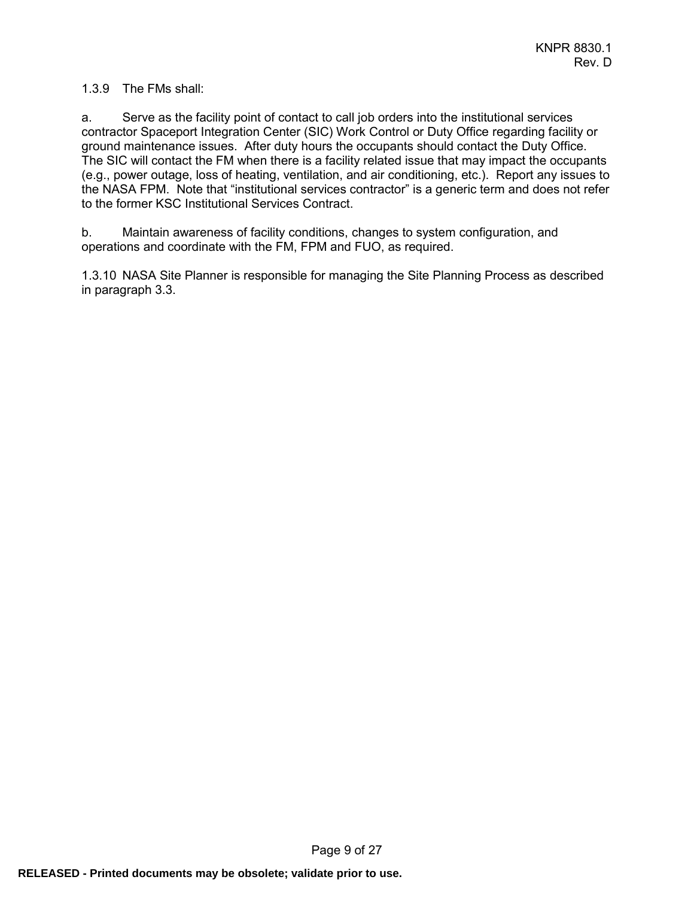1.3.9 The FMs shall:

a. Serve as the facility point of contact to call job orders into the institutional services contractor Spaceport Integration Center (SIC) Work Control or Duty Office regarding facility or ground maintenance issues. After duty hours the occupants should contact the Duty Office. The SIC will contact the FM when there is a facility related issue that may impact the occupants (e.g., power outage, loss of heating, ventilation, and air conditioning, etc.). Report any issues to the NASA FPM. Note that "institutional services contractor" is a generic term and does not refer to the former KSC Institutional Services Contract.

b. Maintain awareness of facility conditions, changes to system configuration, and operations and coordinate with the FM, FPM and FUO, as required.

1.3.10 NASA Site Planner is responsible for managing the Site Planning Process as described in paragraph 3.3.

RELEASED - Printed documents may be obsolete; validate prior to use.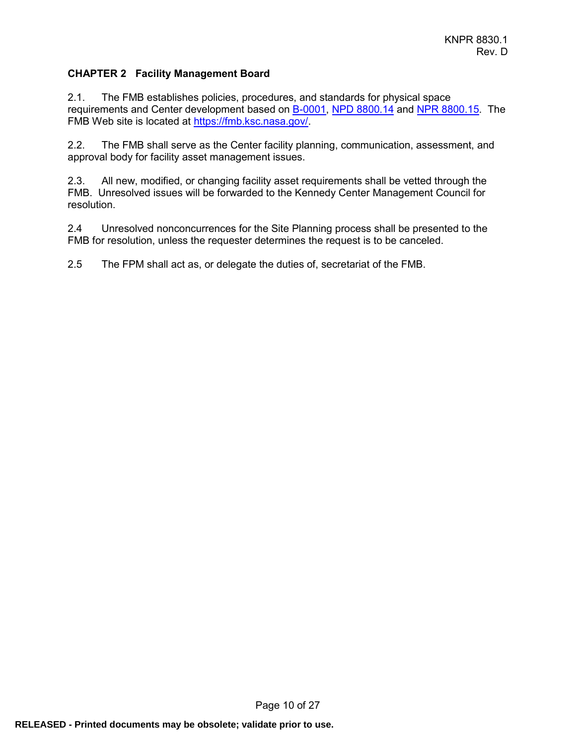## CHAPTER 2 Facility Management Board

2.1. The FMB establishes policies, procedures, and standards for physical space requirements and Center development based on B-0001, NPD 8800.14 and NPR 8800.15. The FMB Web site is located at https://fmb.ksc.nasa.gov/.

2.2. The FMB shall serve as the Center facility planning, communication, assessment, and approval body for facility asset management issues.

2.3. All new, modified, or changing facility asset requirements shall be vetted through the FMB. Unresolved issues will be forwarded to the Kennedy Center Management Council for resolution.

2.4 Unresolved nonconcurrences for the Site Planning process shall be presented to the FMB for resolution, unless the requester determines the request is to be canceled.

2.5 The FPM shall act as, or delegate the duties of, secretariat of the FMB.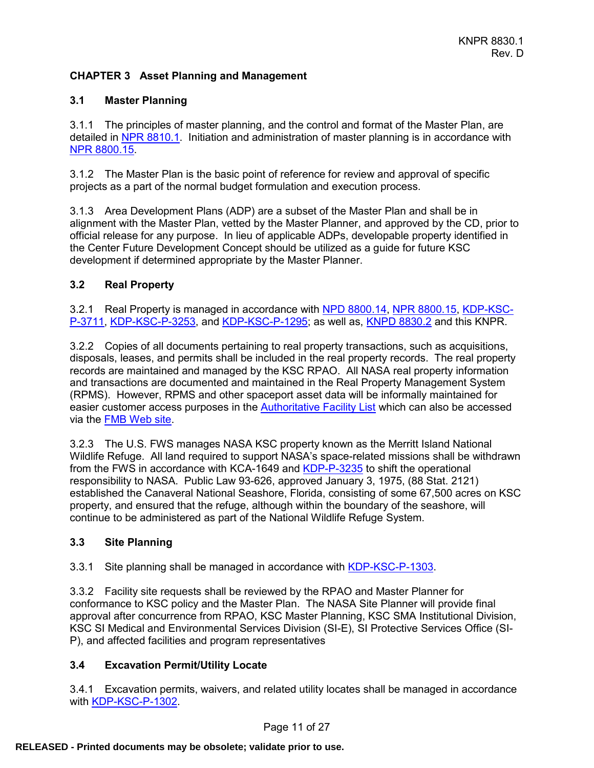## CHAPTER 3 Asset Planning and Management

### 3.1 Master Planning

3.1.1 The principles of master planning, and the control and format of the Master Plan, are detailed in NPR 8810.1. Initiation and administration of master planning is in accordance with NPR 8800.15.

3.1.2 The Master Plan is the basic point of reference for review and approval of specific projects as a part of the normal budget formulation and execution process.

3.1.3 Area Development Plans (ADP) are a subset of the Master Plan and shall be in alignment with the Master Plan, vetted by the Master Planner, and approved by the CD, prior to official release for any purpose. In lieu of applicable ADPs, developable property identified in the Center Future Development Concept should be utilized as a guide for future KSC development if determined appropriate by the Master Planner.

### 3.2 Real Property

3.2.1 Real Property is managed in accordance with NPD 8800.14, NPR 8800.15, KDP-KSC-P-3711, KDP-KSC-P-3253, and KDP-KSC-P-1295; as well as, KNPD 8830.2 and this KNPR.

3.2.2 Copies of all documents pertaining to real property transactions, such as acquisitions, disposals, leases, and permits shall be included in the real property records. The real property records are maintained and managed by the KSC RPAO. All NASA real property information and transactions are documented and maintained in the Real Property Management System (RPMS). However, RPMS and other spaceport asset data will be informally maintained for easier customer access purposes in the Authoritative Facility List which can also be accessed via the FMB Web site.

3.2.3 The U.S. FWS manages NASA KSC property known as the Merritt Island National Wildlife Refuge. All land required to support NASA's space-related missions shall be withdrawn from the FWS in accordance with KCA-1649 and KDP-P-3235 to shift the operational responsibility to NASA. Public Law 93-626, approved January 3, 1975, (88 Stat. 2121) established the Canaveral National Seashore, Florida, consisting of some 67,500 acres on KSC property, and ensured that the refuge, although within the boundary of the seashore, will continue to be administered as part of the National Wildlife Refuge System.

### 3.3 Site Planning

3.3.1 Site planning shall be managed in accordance with KDP-KSC-P-1303.

3.3.2 Facility site requests shall be reviewed by the RPAO and Master Planner for conformance to KSC policy and the Master Plan. The NASA Site Planner will provide final approval after concurrence from RPAO, KSC Master Planning, KSC SMA Institutional Division, KSC SI Medical and Environmental Services Division (SI-E), SI Protective Services Office (SI-P), and affected facilities and program representatives

### 3.4 Excavation Permit/Utility Locate

3.4.1 Excavation permits, waivers, and related utility locates shall be managed in accordance with KDP-KSC-P-1302.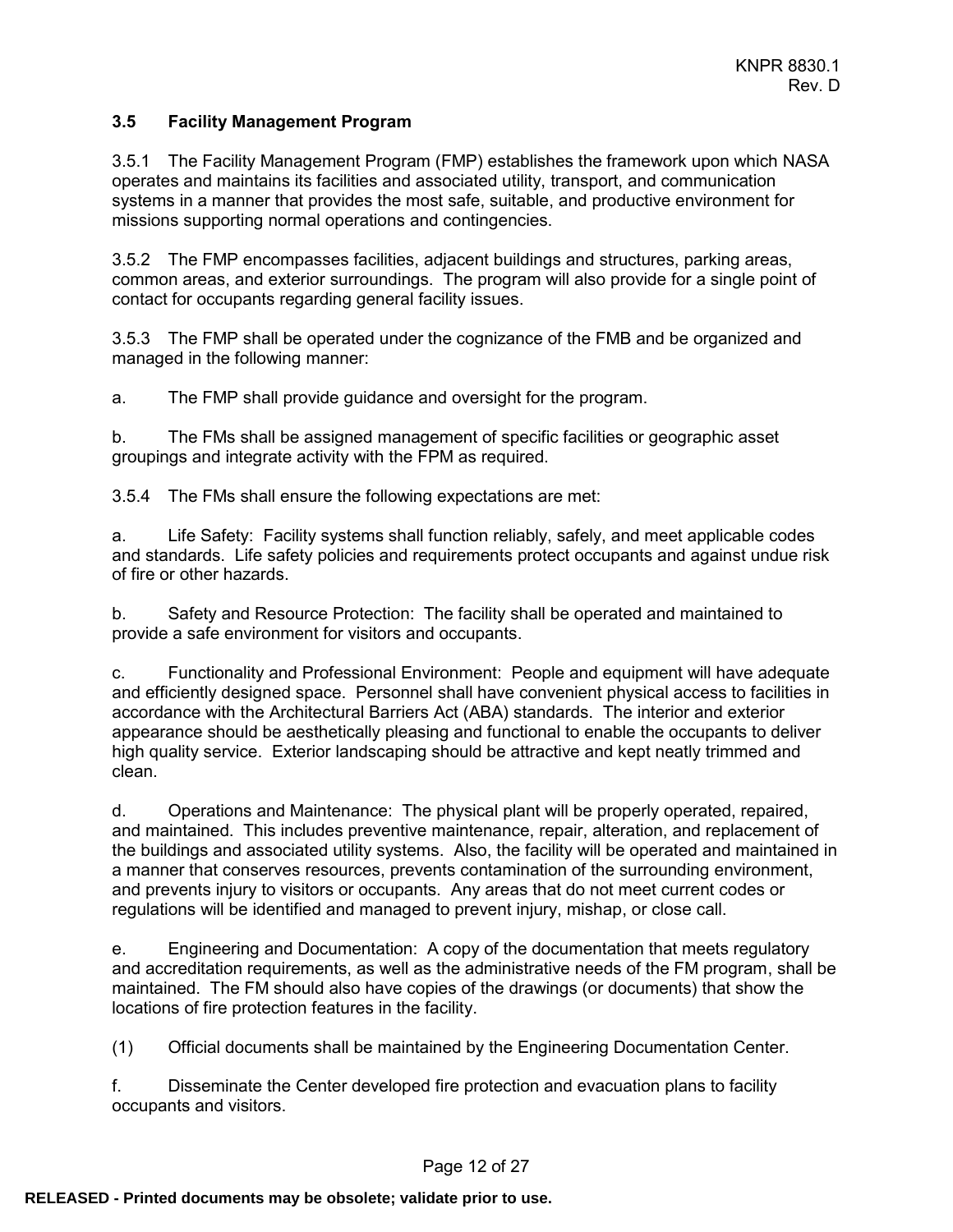### 3.5 Facility Management Program

3.5.1 The Facility Management Program (FMP) establishes the framework upon which NASA operates and maintains its facilities and associated utility, transport, and communication systems in a manner that provides the most safe, suitable, and productive environment for missions supporting normal operations and contingencies.

3.5.2 The FMP encompasses facilities, adjacent buildings and structures, parking areas, common areas, and exterior surroundings. The program will also provide for a single point of contact for occupants regarding general facility issues.

3.5.3 The FMP shall be operated under the cognizance of the FMB and be organized and managed in the following manner:

a. The FMP shall provide guidance and oversight for the program.

b. The FMs shall be assigned management of specific facilities or geographic asset groupings and integrate activity with the FPM as required.

3.5.4 The FMs shall ensure the following expectations are met:

a. Life Safety: Facility systems shall function reliably, safely, and meet applicable codes and standards. Life safety policies and requirements protect occupants and against undue risk of fire or other hazards.

b. Safety and Resource Protection: The facility shall be operated and maintained to provide a safe environment for visitors and occupants.

c. Functionality and Professional Environment: People and equipment will have adequate and efficiently designed space. Personnel shall have convenient physical access to facilities in accordance with the Architectural Barriers Act (ABA) standards. The interior and exterior appearance should be aesthetically pleasing and functional to enable the occupants to deliver high quality service. Exterior landscaping should be attractive and kept neatly trimmed and clean.

d. Operations and Maintenance: The physical plant will be properly operated, repaired, and maintained. This includes preventive maintenance, repair, alteration, and replacement of the buildings and associated utility systems. Also, the facility will be operated and maintained in a manner that conserves resources, prevents contamination of the surrounding environment, and prevents injury to visitors or occupants. Any areas that do not meet current codes or regulations will be identified and managed to prevent injury, mishap, or close call.

e. Engineering and Documentation: A copy of the documentation that meets regulatory and accreditation requirements, as well as the administrative needs of the FM program, shall be maintained. The FM should also have copies of the drawings (or documents) that show the locations of fire protection features in the facility.

(1) Official documents shall be maintained by the Engineering Documentation Center.

f. Disseminate the Center developed fire protection and evacuation plans to facility occupants and visitors.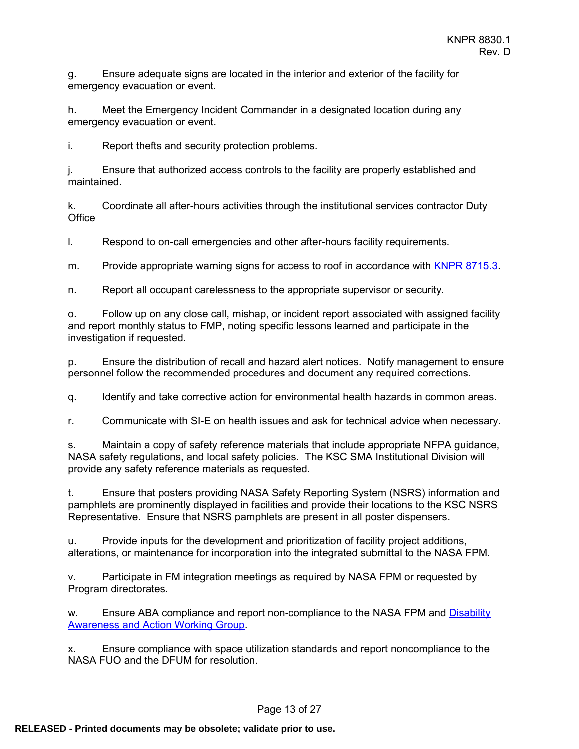g. Ensure adequate signs are located in the interior and exterior of the facility for emergency evacuation or event.

h. Meet the Emergency Incident Commander in a designated location during any emergency evacuation or event.

i. Report thefts and security protection problems.

j. Ensure that authorized access controls to the facility are properly established and maintained.

k. Coordinate all after-hours activities through the institutional services contractor Duty Office

l. Respond to on-call emergencies and other after-hours facility requirements.

m. Provide appropriate warning signs for access to roof in accordance with KNPR 8715.3.

n. Report all occupant carelessness to the appropriate supervisor or security.

o. Follow up on any close call, mishap, or incident report associated with assigned facility and report monthly status to FMP, noting specific lessons learned and participate in the investigation if requested.

p. Ensure the distribution of recall and hazard alert notices. Notify management to ensure personnel follow the recommended procedures and document any required corrections.

q. Identify and take corrective action for environmental health hazards in common areas.

r. Communicate with SI-E on health issues and ask for technical advice when necessary.

s. Maintain a copy of safety reference materials that include appropriate NFPA guidance, NASA safety regulations, and local safety policies. The KSC SMA Institutional Division will provide any safety reference materials as requested.

t. Ensure that posters providing NASA Safety Reporting System (NSRS) information and pamphlets are prominently displayed in facilities and provide their locations to the KSC NSRS Representative. Ensure that NSRS pamphlets are present in all poster dispensers.

u. Provide inputs for the development and prioritization of facility project additions, alterations, or maintenance for incorporation into the integrated submittal to the NASA FPM.

v. Participate in FM integration meetings as required by NASA FPM or requested by Program directorates.

w. Ensure ABA compliance and report non-compliance to the NASA FPM and Disability Awareness and Action Working Group.

x. Ensure compliance with space utilization standards and report noncompliance to the NASA FUO and the DFUM for resolution.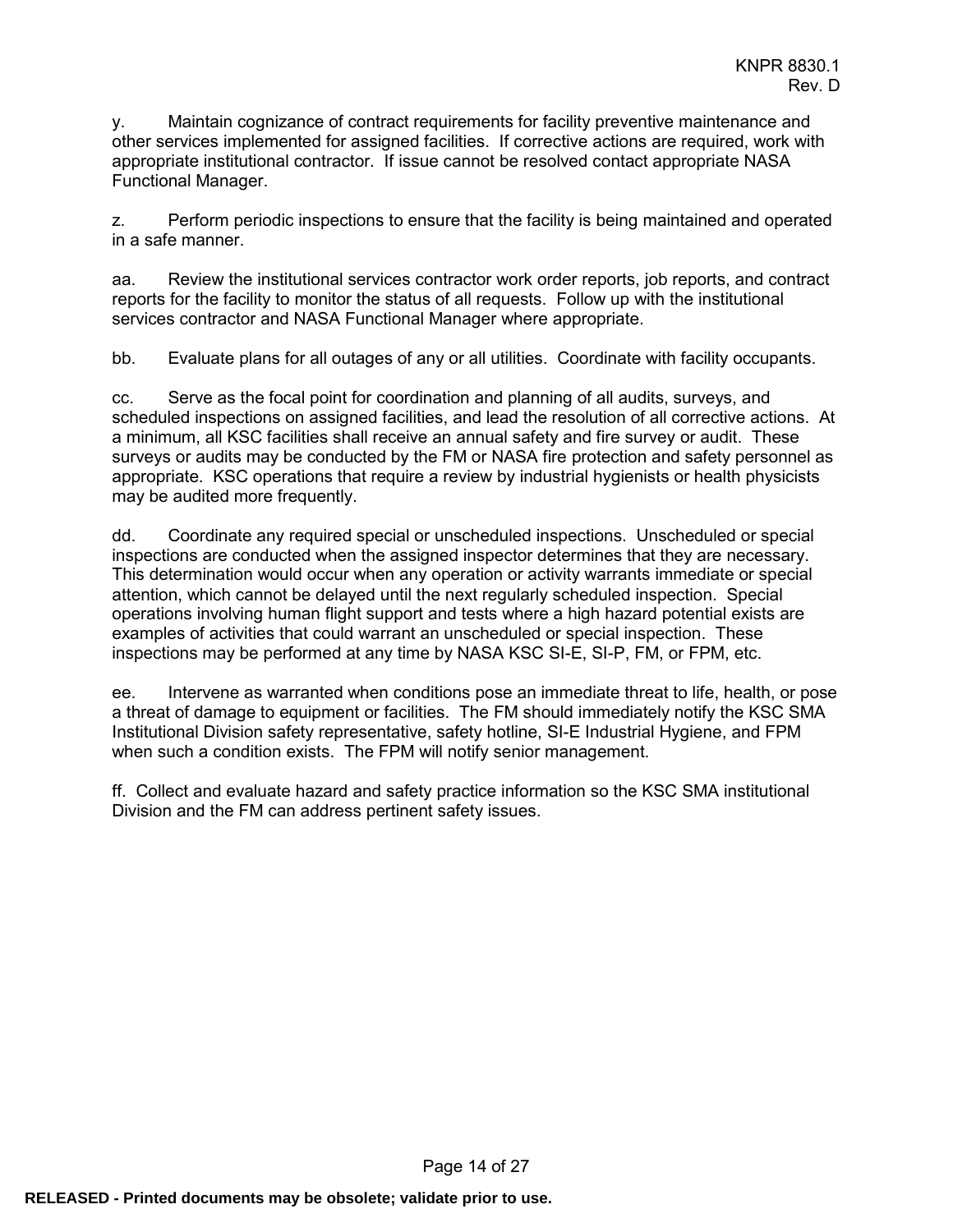y. Maintain cognizance of contract requirements for facility preventive maintenance and other services implemented for assigned facilities. If corrective actions are required, work with appropriate institutional contractor. If issue cannot be resolved contact appropriate NASA Functional Manager.

z. Perform periodic inspections to ensure that the facility is being maintained and operated in a safe manner.

aa. Review the institutional services contractor work order reports, job reports, and contract reports for the facility to monitor the status of all requests. Follow up with the institutional services contractor and NASA Functional Manager where appropriate.

bb. Evaluate plans for all outages of any or all utilities. Coordinate with facility occupants.

cc. Serve as the focal point for coordination and planning of all audits, surveys, and scheduled inspections on assigned facilities, and lead the resolution of all corrective actions. At a minimum, all KSC facilities shall receive an annual safety and fire survey or audit. These surveys or audits may be conducted by the FM or NASA fire protection and safety personnel as appropriate. KSC operations that require a review by industrial hygienists or health physicists may be audited more frequently.

dd. Coordinate any required special or unscheduled inspections. Unscheduled or special inspections are conducted when the assigned inspector determines that they are necessary. This determination would occur when any operation or activity warrants immediate or special attention, which cannot be delayed until the next regularly scheduled inspection. Special operations involving human flight support and tests where a high hazard potential exists are examples of activities that could warrant an unscheduled or special inspection. These inspections may be performed at any time by NASA KSC SI-E, SI-P, FM, or FPM, etc.

ee. Intervene as warranted when conditions pose an immediate threat to life, health, or pose a threat of damage to equipment or facilities. The FM should immediately notify the KSC SMA Institutional Division safety representative, safety hotline, SI-E Industrial Hygiene, and FPM when such a condition exists. The FPM will notify senior management.

ff. Collect and evaluate hazard and safety practice information so the KSC SMA institutional Division and the FM can address pertinent safety issues.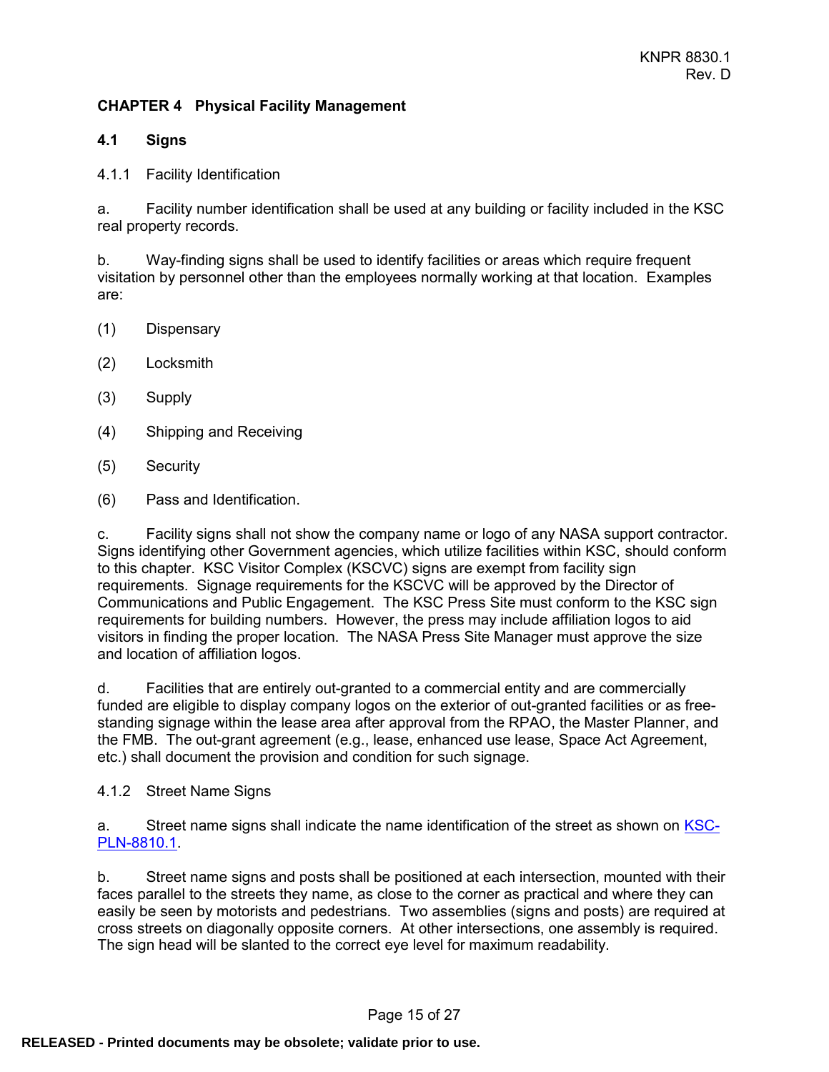## CHAPTER 4 Physical Facility Management

### 4.1 Signs

4.1.1 Facility Identification

a. Facility number identification shall be used at any building or facility included in the KSC real property records.

b. Way-finding signs shall be used to identify facilities or areas which require frequent visitation by personnel other than the employees normally working at that location. Examples are:

(1) Dispensary

(2) Locksmith

(3) Supply

(4) Shipping and Receiving

(5) Security

(6) Pass and Identification.

c. Facility signs shall not show the company name or logo of any NASA support contractor. Signs identifying other Government agencies, which utilize facilities within KSC, should conform to this chapter. KSC Visitor Complex (KSCVC) signs are exempt from facility sign requirements. Signage requirements for the KSCVC will be approved by the Director of Communications and Public Engagement. The KSC Press Site must conform to the KSC sign requirements for building numbers. However, the press may include affiliation logos to aid visitors in finding the proper location. The NASA Press Site Manager must approve the size and location of affiliation logos.

d. Facilities that are entirely out-granted to a commercial entity and are commercially funded are eligible to display company logos on the exterior of out-granted facilities or as free-standing signage within the lease area after approval from the RPAO, the Master Planner, and the FMB. The out-grant agreement (e.g., lease, enhanced use lease, Space Act Agreement, etc.) shall document the provision and condition for such signage.

4.1.2 Street Name Signs

a. Street name signs shall indicate the name identification of the street as shown on KSC-PLN-8810.1.

b. Street name signs and posts shall be positioned at each intersection, mounted with their faces parallel to the streets they name, as close to the corner as practical and where they can easily be seen by motorists and pedestrians. Two assemblies (signs and posts) are required at cross streets on diagonally opposite corners. At other intersections, one assembly is required. The sign head will be slanted to the correct eye level for maximum readability.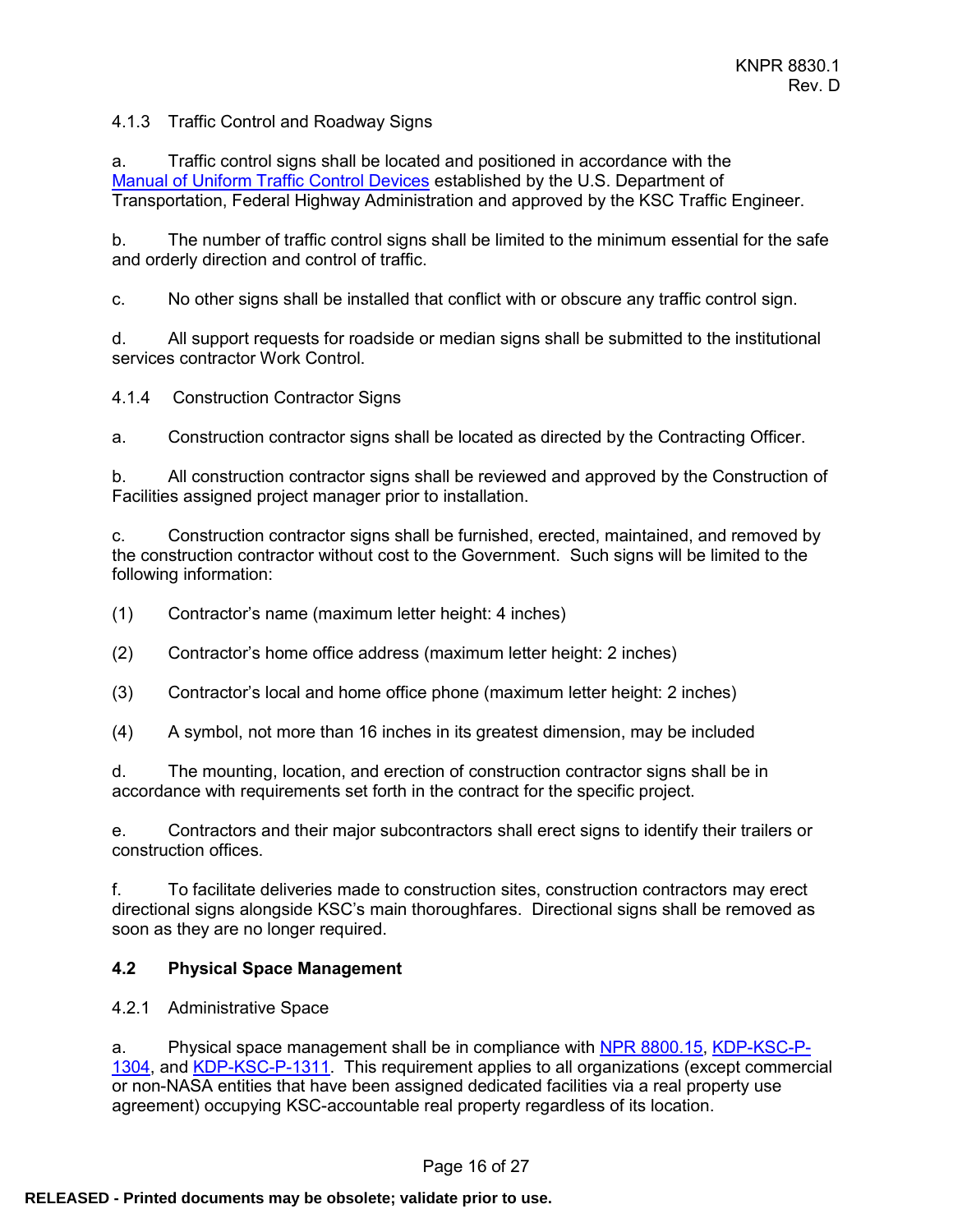4.1.3 Traffic Control and Roadway Signs

a. Traffic control signs shall be located and positioned in accordance with the [Manual of Uniform Traffic Control Devices](#) established by the U.S. Department of Transportation, Federal Highway Administration and approved by the KSC Traffic Engineer.

b. The number of traffic control signs shall be limited to the minimum essential for the safe and orderly direction and control of traffic.

c. No other signs shall be installed that conflict with or obscure any traffic control sign.

d. All support requests for roadside or median signs shall be submitted to the institutional services contractor Work Control.

4.1.4 Construction Contractor Signs

a. Construction contractor signs shall be located as directed by the Contracting Officer.

b. All construction contractor signs shall be reviewed and approved by the Construction of Facilities assigned project manager prior to installation.

c. Construction contractor signs shall be furnished, erected, maintained, and removed by the construction contractor without cost to the Government. Such signs will be limited to the following information:

(1) Contractor's name (maximum letter height: 4 inches)

(2) Contractor's home office address (maximum letter height: 2 inches)

(3) Contractor's local and home office phone (maximum letter height: 2 inches)

(4) A symbol, not more than 16 inches in its greatest dimension, may be included

d. The mounting, location, and erection of construction contractor signs shall be in accordance with requirements set forth in the contract for the specific project.

e. Contractors and their major subcontractors shall erect signs to identify their trailers or construction offices.

f. To facilitate deliveries made to construction sites, construction contractors may erect directional signs alongside KSC's main thoroughfares. Directional signs shall be removed as soon as they are no longer required.

## 4.2 Physical Space Management

4.2.1 Administrative Space

a. Physical space management shall be in compliance with NPR 8800.15, KDP-KSC-P-1304, and KDP-KSC-P-1311. This requirement applies to all organizations (except commercial or non-NASA entities that have been assigned dedicated facilities via a real property use agreement) occupying KSC-accountable real property regardless of its location.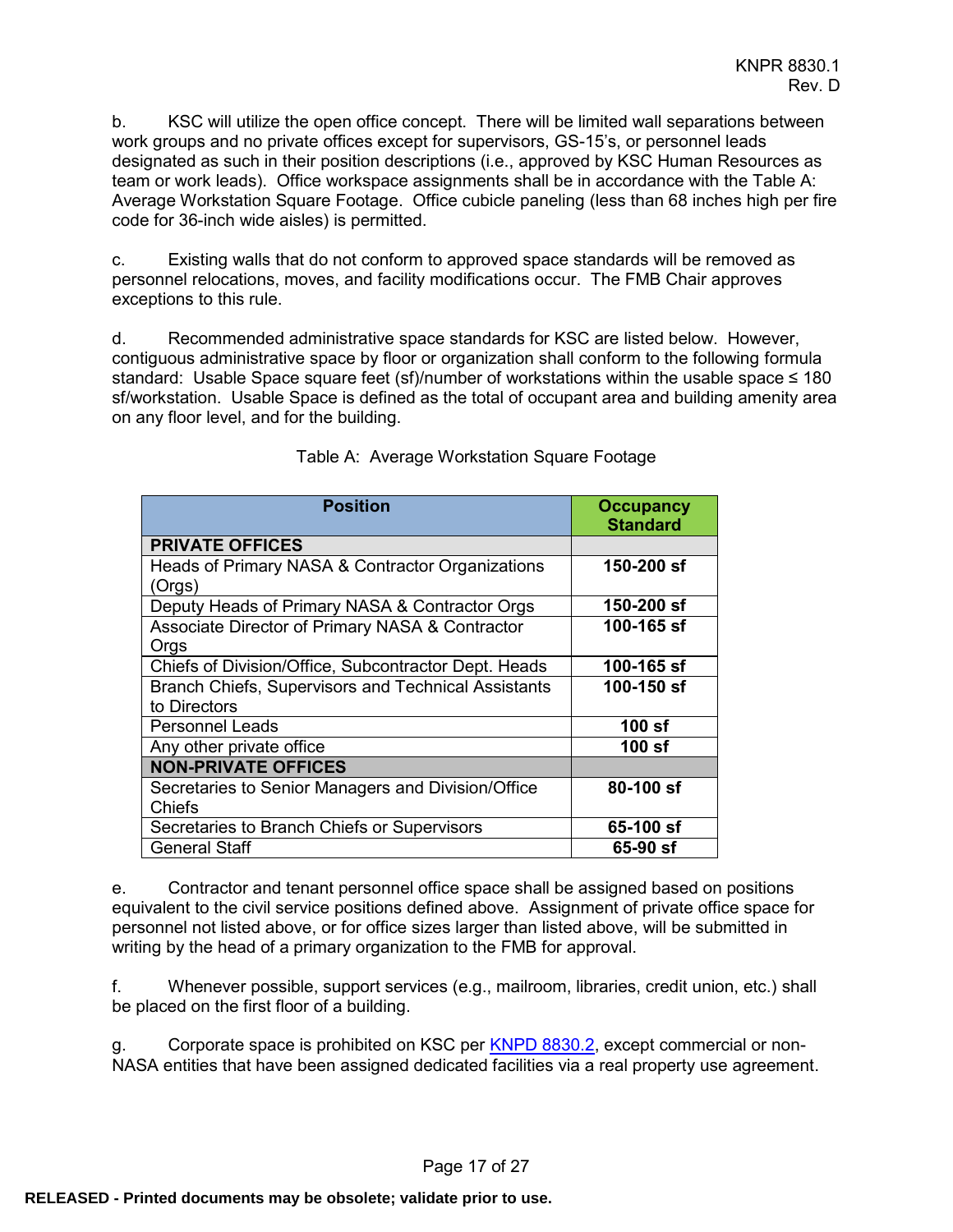b. KSC will utilize the open office concept. There will be limited wall separations between work groups and no private offices except for supervisors, GS-15's, or personnel leads designated as such in their position descriptions (i.e., approved by KSC Human Resources as team or work leads). Office workspace assignments shall be in accordance with the Table A: Average Workstation Square Footage. Office cubicle paneling (less than 68 inches high per fire code for 36-inch wide aisles) is permitted.

c. Existing walls that do not conform to approved space standards will be removed as personnel relocations, moves, and facility modifications occur. The FMB Chair approves exceptions to this rule.

d. Recommended administrative space standards for KSC are listed below. However, contiguous administrative space by floor or organization shall conform to the following formula standard: Usable Space square feet (sf)/number of workstations within the usable space ≤ 180 sf/workstation. Usable Space is defined as the total of occupant area and building amenity area on any floor level, and for the building.

Table A: Average Workstation Square Footage

| Position | Occupancy Standard |
|---|---|
| **PRIVATE OFFICES** | |
| Heads of Primary NASA & Contractor Organizations (Orgs) | **150-200 sf** |
| Deputy Heads of Primary NASA & Contractor Orgs | **150-200 sf** |
| Associate Director of Primary NASA & Contractor Orgs | **100-165 sf** |
| Chiefs of Division/Office, Subcontractor Dept. Heads | **100-165 sf** |
| Branch Chiefs, Supervisors and Technical Assistants to Directors | **100-150 sf** |
| Personnel Leads | **100 sf** |
| Any other private office | **100 sf** |
| **NON-PRIVATE OFFICES** | |
| Secretaries to Senior Managers and Division/Office Chiefs | **80-100 sf** |
| Secretaries to Branch Chiefs or Supervisors | **65-100 sf** |
| General Staff | **65-90 sf** |

e. Contractor and tenant personnel office space shall be assigned based on positions equivalent to the civil service positions defined above. Assignment of private office space for personnel not listed above, or for office sizes larger than listed above, will be submitted in writing by the head of a primary organization to the FMB for approval.

f. Whenever possible, support services (e.g., mailroom, libraries, credit union, etc.) shall be placed on the first floor of a building.

g. Corporate space is prohibited on KSC per KNPD 8830.2, except commercial or non-NASA entities that have been assigned dedicated facilities via a real property use agreement.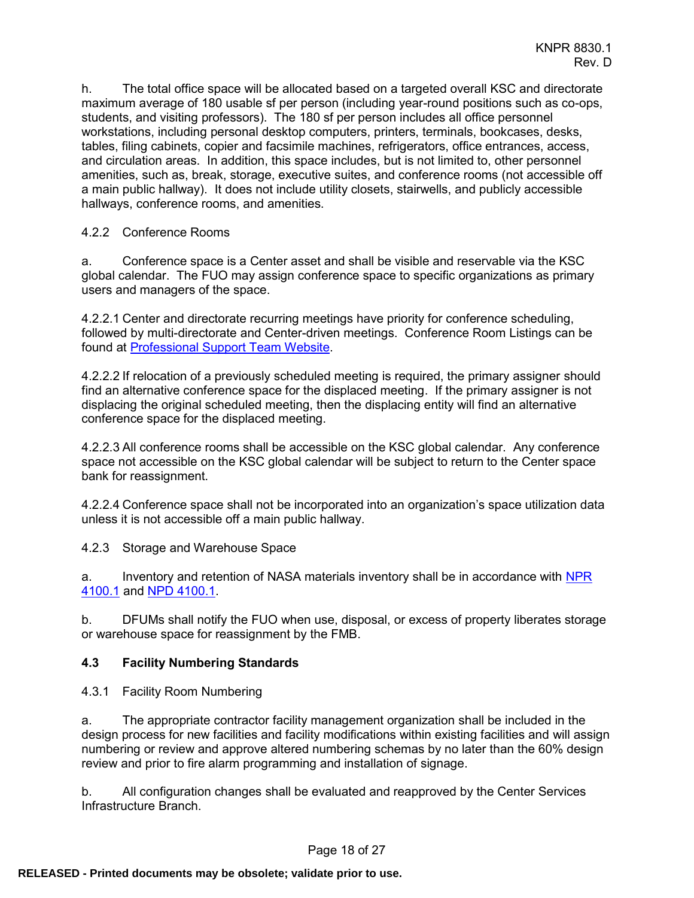h. The total office space will be allocated based on a targeted overall KSC and directorate maximum average of 180 usable sf per person (including year-round positions such as co-ops, students, and visiting professors). The 180 sf per person includes all office personnel workstations, including personal desktop computers, printers, terminals, bookcases, desks, tables, filing cabinets, copier and facsimile machines, refrigerators, office entrances, access, and circulation areas. In addition, this space includes, but is not limited to, other personnel amenities, such as, break, storage, executive suites, and conference rooms (not accessible off a main public hallway). It does not include utility closets, stairwells, and publicly accessible hallways, conference rooms, and amenities.

#### 4.2.2 Conference Rooms

a. Conference space is a Center asset and shall be visible and reservable via the KSC global calendar. The FUO may assign conference space to specific organizations as primary users and managers of the space.

4.2.2.1 Center and directorate recurring meetings have priority for conference scheduling, followed by multi-directorate and Center-driven meetings. Conference Room Listings can be found at Professional Support Team Website.

4.2.2.2 If relocation of a previously scheduled meeting is required, the primary assigner should find an alternative conference space for the displaced meeting. If the primary assigner is not displacing the original scheduled meeting, then the displacing entity will find an alternative conference space for the displaced meeting.

4.2.2.3 All conference rooms shall be accessible on the KSC global calendar. Any conference space not accessible on the KSC global calendar will be subject to return to the Center space bank for reassignment.

4.2.2.4 Conference space shall not be incorporated into an organization's space utilization data unless it is not accessible off a main public hallway.

#### 4.2.3 Storage and Warehouse Space

a. Inventory and retention of NASA materials inventory shall be in accordance with NPR 4100.1 and NPD 4100.1.

b. DFUMs shall notify the FUO when use, disposal, or excess of property liberates storage or warehouse space for reassignment by the FMB.

### 4.3 Facility Numbering Standards

#### 4.3.1 Facility Room Numbering

a. The appropriate contractor facility management organization shall be included in the design process for new facilities and facility modifications within existing facilities and will assign numbering or review and approve altered numbering schemas by no later than the 60% design review and prior to fire alarm programming and installation of signage.

b. All configuration changes shall be evaluated and reapproved by the Center Services Infrastructure Branch.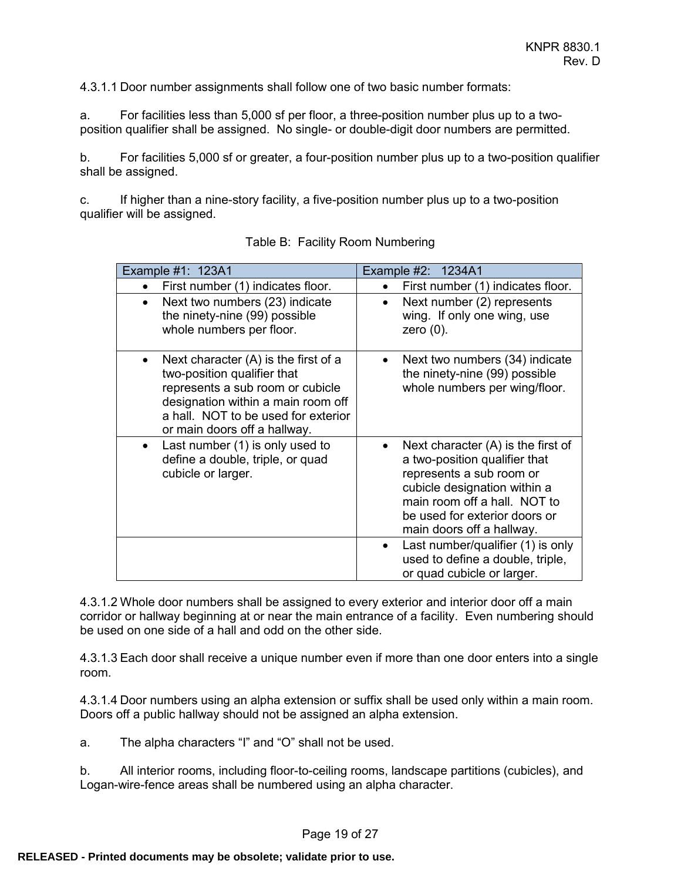4.3.1.1 Door number assignments shall follow one of two basic number formats:

a. For facilities less than 5,000 sf per floor, a three-position number plus up to a two-position qualifier shall be assigned. No single- or double-digit door numbers are permitted.

b. For facilities 5,000 sf or greater, a four-position number plus up to a two-position qualifier shall be assigned.

c. If higher than a nine-story facility, a five-position number plus up to a two-position qualifier will be assigned.

Table B: Facility Room Numbering

| Example #1: 123A1 | Example #2: 1234A1 |
|---|---|
| • First number (1) indicates floor. | • First number (1) indicates floor. |
| • Next two numbers (23) indicate the ninety-nine (99) possible whole numbers per floor. | • Next number (2) represents wing. If only one wing, use zero (0). |
| • Next character (A) is the first of a two-position qualifier that represents a sub room or cubicle designation within a main room off a hall. NOT to be used for exterior or main doors off a hallway. | • Next two numbers (34) indicate the ninety-nine (99) possible whole numbers per wing/floor. |
| • Last number (1) is only used to define a double, triple, or quad cubicle or larger. | • Next character (A) is the first of a two-position qualifier that represents a sub room or cubicle designation within a main room off a hall. NOT to be used for exterior doors or main doors off a hallway. |
| | • Last number/qualifier (1) is only used to define a double, triple, or quad cubicle or larger. |

4.3.1.2 Whole door numbers shall be assigned to every exterior and interior door off a main corridor or hallway beginning at or near the main entrance of a facility. Even numbering should be used on one side of a hall and odd on the other side.

4.3.1.3 Each door shall receive a unique number even if more than one door enters into a single room.

4.3.1.4 Door numbers using an alpha extension or suffix shall be used only within a main room. Doors off a public hallway should not be assigned an alpha extension.

a. The alpha characters “I” and “O” shall not be used.

b. All interior rooms, including floor-to-ceiling rooms, landscape partitions (cubicles), and Logan-wire-fence areas shall be numbered using an alpha character.

RELEASED - Printed documents may be obsolete; validate prior to use.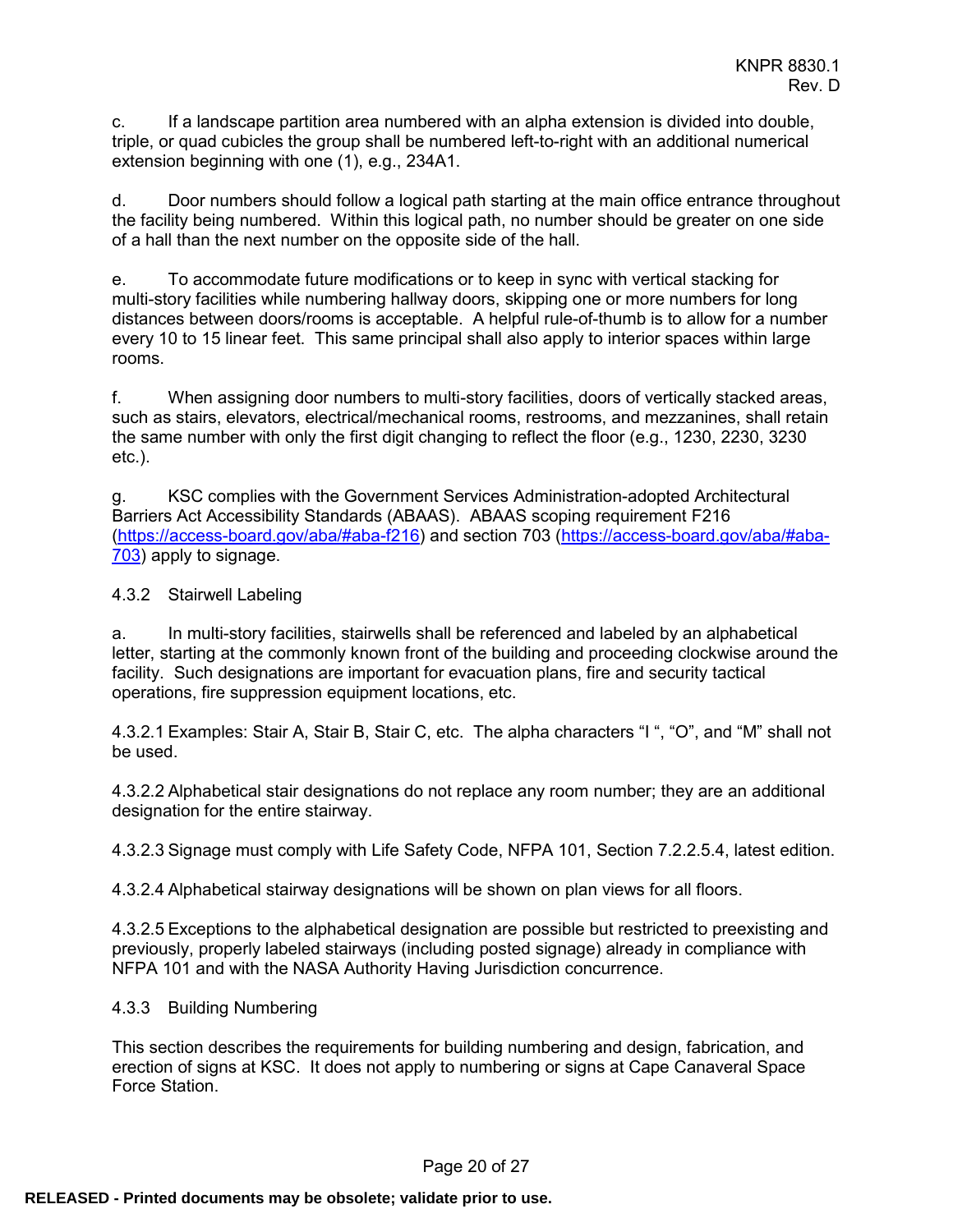c. If a landscape partition area numbered with an alpha extension is divided into double, triple, or quad cubicles the group shall be numbered left-to-right with an additional numerical extension beginning with one (1), e.g., 234A1.

d. Door numbers should follow a logical path starting at the main office entrance throughout the facility being numbered. Within this logical path, no number should be greater on one side of a hall than the next number on the opposite side of the hall.

e. To accommodate future modifications or to keep in sync with vertical stacking for multi-story facilities while numbering hallway doors, skipping one or more numbers for long distances between doors/rooms is acceptable. A helpful rule-of-thumb is to allow for a number every 10 to 15 linear feet. This same principal shall also apply to interior spaces within large rooms.

f. When assigning door numbers to multi-story facilities, doors of vertically stacked areas, such as stairs, elevators, electrical/mechanical rooms, restrooms, and mezzanines, shall retain the same number with only the first digit changing to reflect the floor (e.g., 1230, 2230, 3230 etc.).

g. KSC complies with the Government Services Administration-adopted Architectural Barriers Act Accessibility Standards (ABAAS). ABAAS scoping requirement F216 ([https://access-board.gov/aba/#aba-f216](https://access-board.gov/aba/#aba-f216)) and section 703 ([https://access-board.gov/aba/#aba-703](https://access-board.gov/aba/#aba-703)) apply to signage.

### 4.3.2 Stairwell Labeling

a. In multi-story facilities, stairwells shall be referenced and labeled by an alphabetical letter, starting at the commonly known front of the building and proceeding clockwise around the facility. Such designations are important for evacuation plans, fire and security tactical operations, fire suppression equipment locations, etc.

4.3.2.1 Examples: Stair A, Stair B, Stair C, etc. The alpha characters "I ", "O", and "M" shall not be used.

4.3.2.2 Alphabetical stair designations do not replace any room number; they are an additional designation for the entire stairway.

4.3.2.3 Signage must comply with Life Safety Code, NFPA 101, Section 7.2.2.5.4, latest edition.

4.3.2.4 Alphabetical stairway designations will be shown on plan views for all floors.

4.3.2.5 Exceptions to the alphabetical designation are possible but restricted to preexisting and previously, properly labeled stairways (including posted signage) already in compliance with NFPA 101 and with the NASA Authority Having Jurisdiction concurrence.

### 4.3.3 Building Numbering

This section describes the requirements for building numbering and design, fabrication, and erection of signs at KSC. It does not apply to numbering or signs at Cape Canaveral Space Force Station.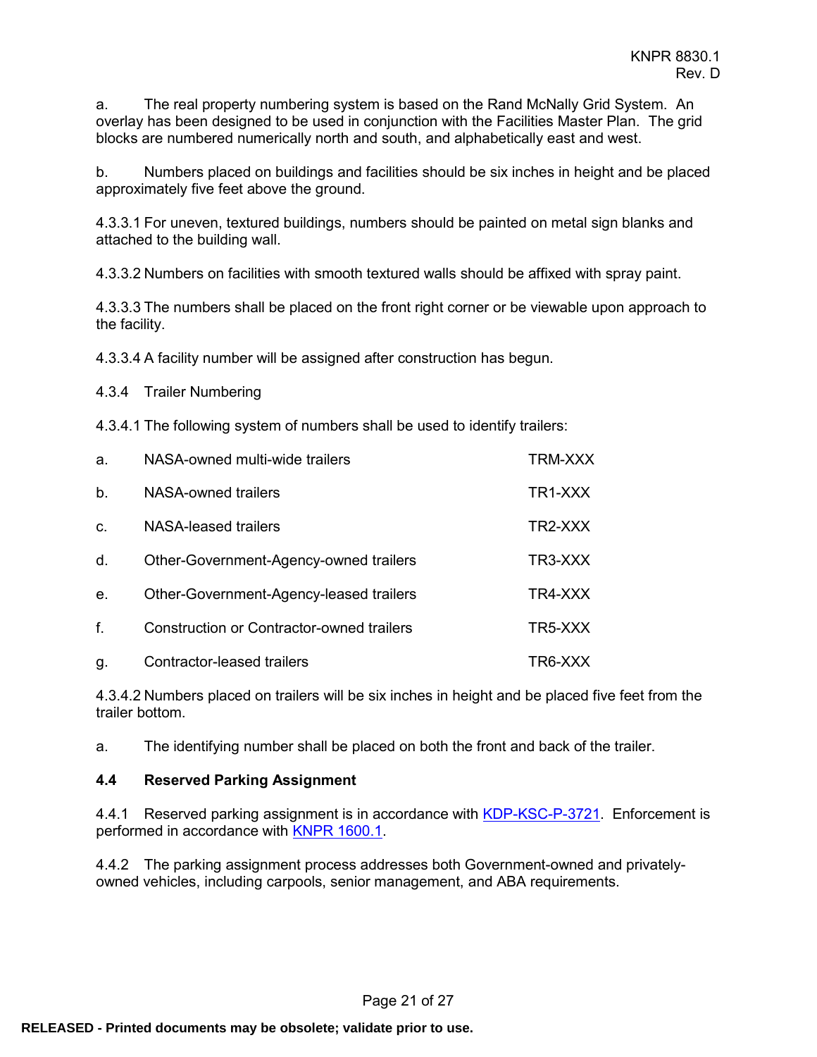a. The real property numbering system is based on the Rand McNally Grid System. An overlay has been designed to be used in conjunction with the Facilities Master Plan. The grid blocks are numbered numerically north and south, and alphabetically east and west.

b. Numbers placed on buildings and facilities should be six inches in height and be placed approximately five feet above the ground.

4.3.3.1 For uneven, textured buildings, numbers should be painted on metal sign blanks and attached to the building wall.

4.3.3.2 Numbers on facilities with smooth textured walls should be affixed with spray paint.

4.3.3.3 The numbers shall be placed on the front right corner or be viewable upon approach to the facility.

4.3.3.4 A facility number will be assigned after construction has begun.

4.3.4 Trailer Numbering

4.3.4.1 The following system of numbers shall be used to identify trailers:

| | | |
|---|---|---|
| a. | NASA-owned multi-wide trailers | TRM-XXX |
| b. | NASA-owned trailers | TR1-XXX |
| c. | NASA-leased trailers | TR2-XXX |
| d. | Other-Government-Agency-owned trailers | TR3-XXX |
| e. | Other-Government-Agency-leased trailers | TR4-XXX |
| f. | Construction or Contractor-owned trailers | TR5-XXX |
| g. | Contractor-leased trailers | TR6-XXX |

4.3.4.2 Numbers placed on trailers will be six inches in height and be placed five feet from the trailer bottom.

a. The identifying number shall be placed on both the front and back of the trailer.

### 4.4 Reserved Parking Assignment

4.4.1 Reserved parking assignment is in accordance with KDP-KSC-P-3721. Enforcement is performed in accordance with KNPR 1600.1.

4.4.2 The parking assignment process addresses both Government-owned and privately-owned vehicles, including carpools, senior management, and ABA requirements.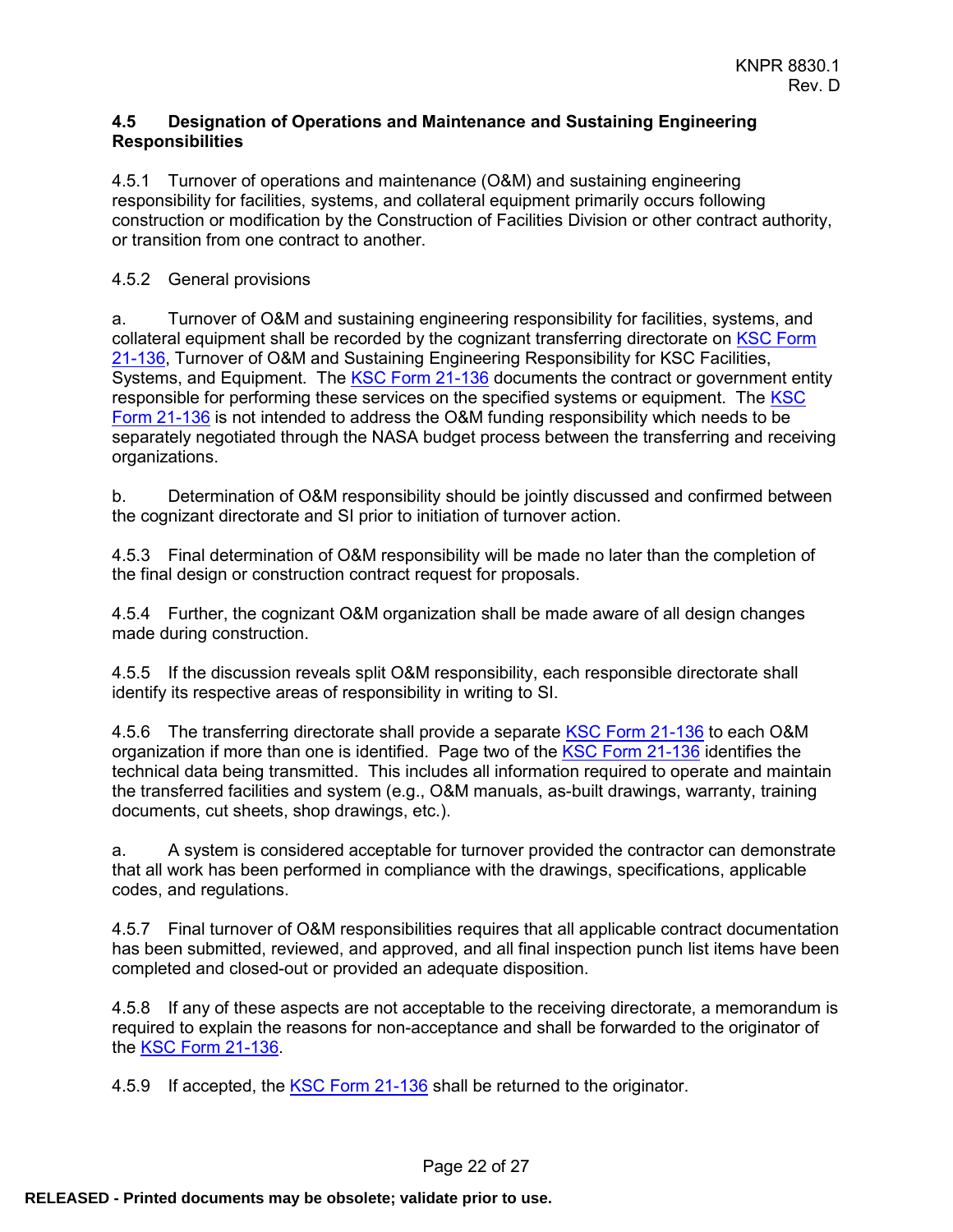### 4.5 Designation of Operations and Maintenance and Sustaining Engineering Responsibilities

4.5.1 Turnover of operations and maintenance (O&M) and sustaining engineering responsibility for facilities, systems, and collateral equipment primarily occurs following construction or modification by the Construction of Facilities Division or other contract authority, or transition from one contract to another.

4.5.2 General provisions

a. Turnover of O&M and sustaining engineering responsibility for facilities, systems, and collateral equipment shall be recorded by the cognizant transferring directorate on KSC Form 21-136, Turnover of O&M and Sustaining Engineering Responsibility for KSC Facilities, Systems, and Equipment. The KSC Form 21-136 documents the contract or government entity responsible for performing these services on the specified systems or equipment. The KSC Form 21-136 is not intended to address the O&M funding responsibility which needs to be separately negotiated through the NASA budget process between the transferring and receiving organizations.

b. Determination of O&M responsibility should be jointly discussed and confirmed between the cognizant directorate and SI prior to initiation of turnover action.

4.5.3 Final determination of O&M responsibility will be made no later than the completion of the final design or construction contract request for proposals.

4.5.4 Further, the cognizant O&M organization shall be made aware of all design changes made during construction.

4.5.5 If the discussion reveals split O&M responsibility, each responsible directorate shall identify its respective areas of responsibility in writing to SI.

4.5.6 The transferring directorate shall provide a separate KSC Form 21-136 to each O&M organization if more than one is identified. Page two of the KSC Form 21-136 identifies the technical data being transmitted. This includes all information required to operate and maintain the transferred facilities and system (e.g., O&M manuals, as-built drawings, warranty, training documents, cut sheets, shop drawings, etc.).

a. A system is considered acceptable for turnover provided the contractor can demonstrate that all work has been performed in compliance with the drawings, specifications, applicable codes, and regulations.

4.5.7 Final turnover of O&M responsibilities requires that all applicable contract documentation has been submitted, reviewed, and approved, and all final inspection punch list items have been completed and closed-out or provided an adequate disposition.

4.5.8 If any of these aspects are not acceptable to the receiving directorate, a memorandum is required to explain the reasons for non-acceptance and shall be forwarded to the originator of the KSC Form 21-136.

4.5.9 If accepted, the KSC Form 21-136 shall be returned to the originator.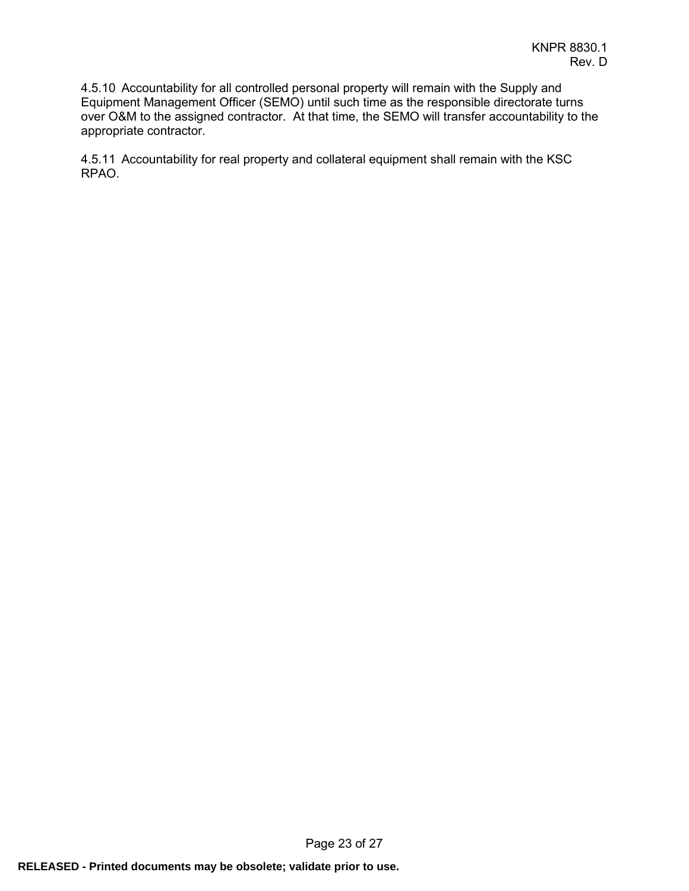4.5.10 Accountability for all controlled personal property will remain with the Supply and Equipment Management Officer (SEMO) until such time as the responsible directorate turns over O&M to the assigned contractor. At that time, the SEMO will transfer accountability to the appropriate contractor.

4.5.11 Accountability for real property and collateral equipment shall remain with the KSC RPAO.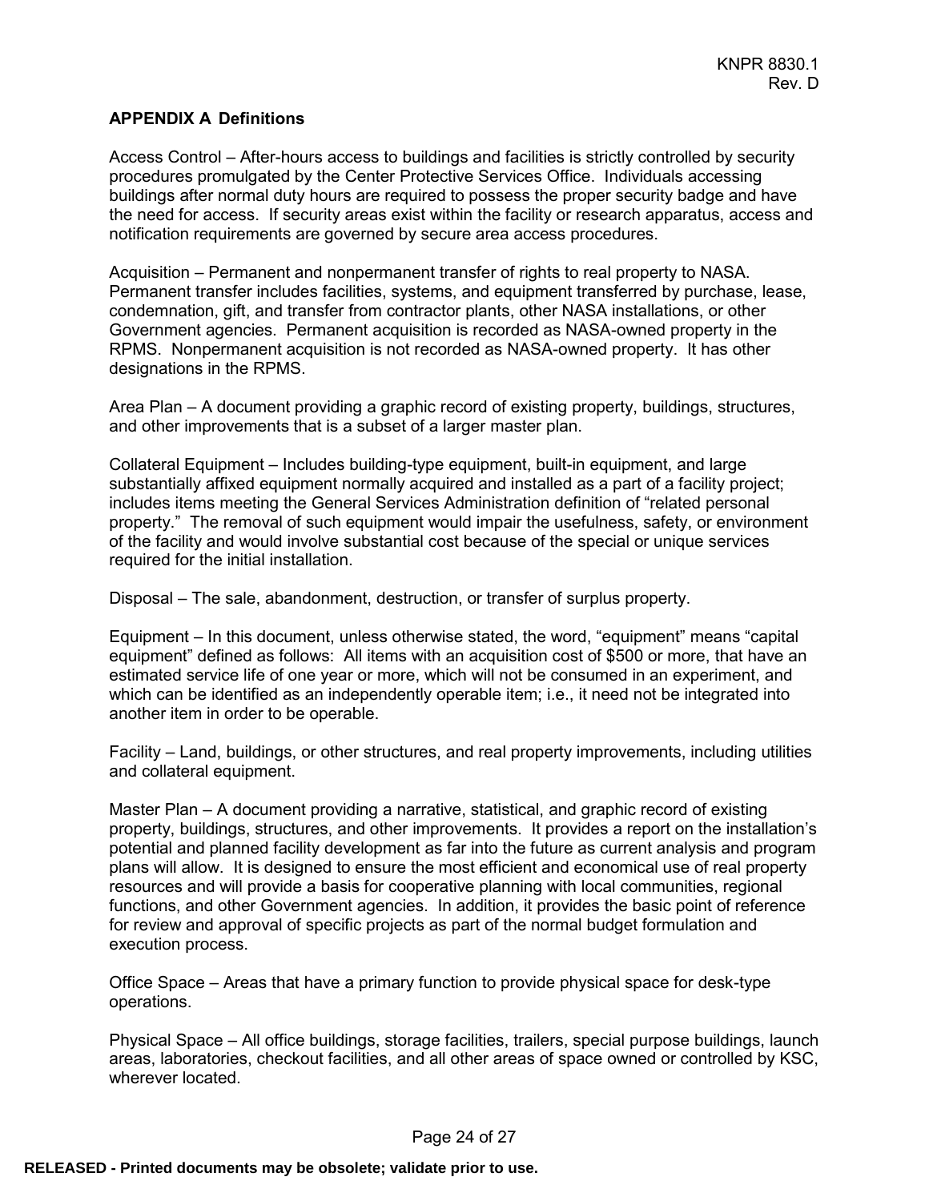## APPENDIX A Definitions

Access Control – After-hours access to buildings and facilities is strictly controlled by security procedures promulgated by the Center Protective Services Office. Individuals accessing buildings after normal duty hours are required to possess the proper security badge and have the need for access. If security areas exist within the facility or research apparatus, access and notification requirements are governed by secure area access procedures.

Acquisition – Permanent and nonpermanent transfer of rights to real property to NASA. Permanent transfer includes facilities, systems, and equipment transferred by purchase, lease, condemnation, gift, and transfer from contractor plants, other NASA installations, or other Government agencies. Permanent acquisition is recorded as NASA-owned property in the RPMS. Nonpermanent acquisition is not recorded as NASA-owned property. It has other designations in the RPMS.

Area Plan – A document providing a graphic record of existing property, buildings, structures, and other improvements that is a subset of a larger master plan.

Collateral Equipment – Includes building-type equipment, built-in equipment, and large substantially affixed equipment normally acquired and installed as a part of a facility project; includes items meeting the General Services Administration definition of “related personal property.” The removal of such equipment would impair the usefulness, safety, or environment of the facility and would involve substantial cost because of the special or unique services required for the initial installation.

Disposal – The sale, abandonment, destruction, or transfer of surplus property.

Equipment – In this document, unless otherwise stated, the word, “equipment” means “capital equipment” defined as follows: All items with an acquisition cost of $500 or more, that have an estimated service life of one year or more, which will not be consumed in an experiment, and which can be identified as an independently operable item; i.e., it need not be integrated into another item in order to be operable.

Facility – Land, buildings, or other structures, and real property improvements, including utilities and collateral equipment.

Master Plan – A document providing a narrative, statistical, and graphic record of existing property, buildings, structures, and other improvements. It provides a report on the installation’s potential and planned facility development as far into the future as current analysis and program plans will allow. It is designed to ensure the most efficient and economical use of real property resources and will provide a basis for cooperative planning with local communities, regional functions, and other Government agencies. In addition, it provides the basic point of reference for review and approval of specific projects as part of the normal budget formulation and execution process.

Office Space – Areas that have a primary function to provide physical space for desk-type operations.

Physical Space – All office buildings, storage facilities, trailers, special purpose buildings, launch areas, laboratories, checkout facilities, and all other areas of space owned or controlled by KSC, wherever located.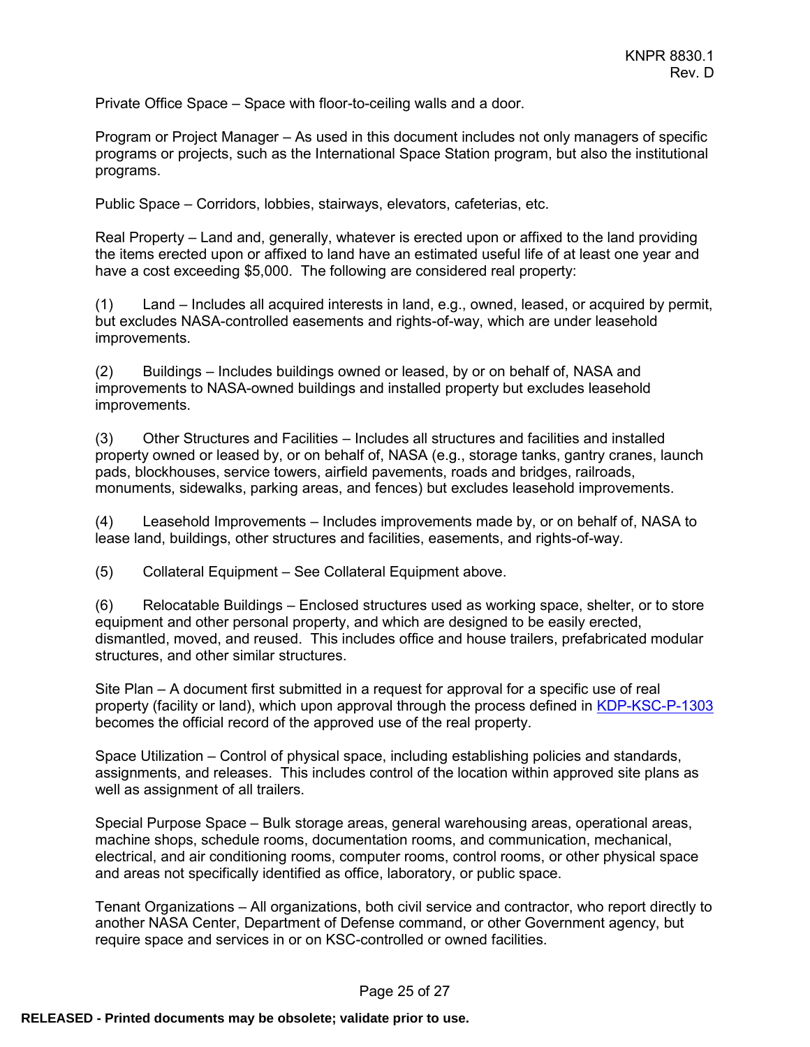Private Office Space – Space with floor-to-ceiling walls and a door.

Program or Project Manager – As used in this document includes not only managers of specific programs or projects, such as the International Space Station program, but also the institutional programs.

Public Space – Corridors, lobbies, stairways, elevators, cafeterias, etc.

Real Property – Land and, generally, whatever is erected upon or affixed to the land providing the items erected upon or affixed to land have an estimated useful life of at least one year and have a cost exceeding $5,000. The following are considered real property:

(1) Land – Includes all acquired interests in land, e.g., owned, leased, or acquired by permit, but excludes NASA-controlled easements and rights-of-way, which are under leasehold improvements.

(2) Buildings – Includes buildings owned or leased, by or on behalf of, NASA and improvements to NASA-owned buildings and installed property but excludes leasehold improvements.

(3) Other Structures and Facilities – Includes all structures and facilities and installed property owned or leased by, or on behalf of, NASA (e.g., storage tanks, gantry cranes, launch pads, blockhouses, service towers, airfield pavements, roads and bridges, railroads, monuments, sidewalks, parking areas, and fences) but excludes leasehold improvements.

(4) Leasehold Improvements – Includes improvements made by, or on behalf of, NASA to lease land, buildings, other structures and facilities, easements, and rights-of-way.

(5) Collateral Equipment – See Collateral Equipment above.

(6) Relocatable Buildings – Enclosed structures used as working space, shelter, or to store equipment and other personal property, and which are designed to be easily erected, dismantled, moved, and reused. This includes office and house trailers, prefabricated modular structures, and other similar structures.

Site Plan – A document first submitted in a request for approval for a specific use of real property (facility or land), which upon approval through the process defined in KDP-KSC-P-1303 becomes the official record of the approved use of the real property.

Space Utilization – Control of physical space, including establishing policies and standards, assignments, and releases. This includes control of the location within approved site plans as well as assignment of all trailers.

Special Purpose Space – Bulk storage areas, general warehousing areas, operational areas, machine shops, schedule rooms, documentation rooms, and communication, mechanical, electrical, and air conditioning rooms, computer rooms, control rooms, or other physical space and areas not specifically identified as office, laboratory, or public space.

Tenant Organizations – All organizations, both civil service and contractor, who report directly to another NASA Center, Department of Defense command, or other Government agency, but require space and services in or on KSC-controlled or owned facilities.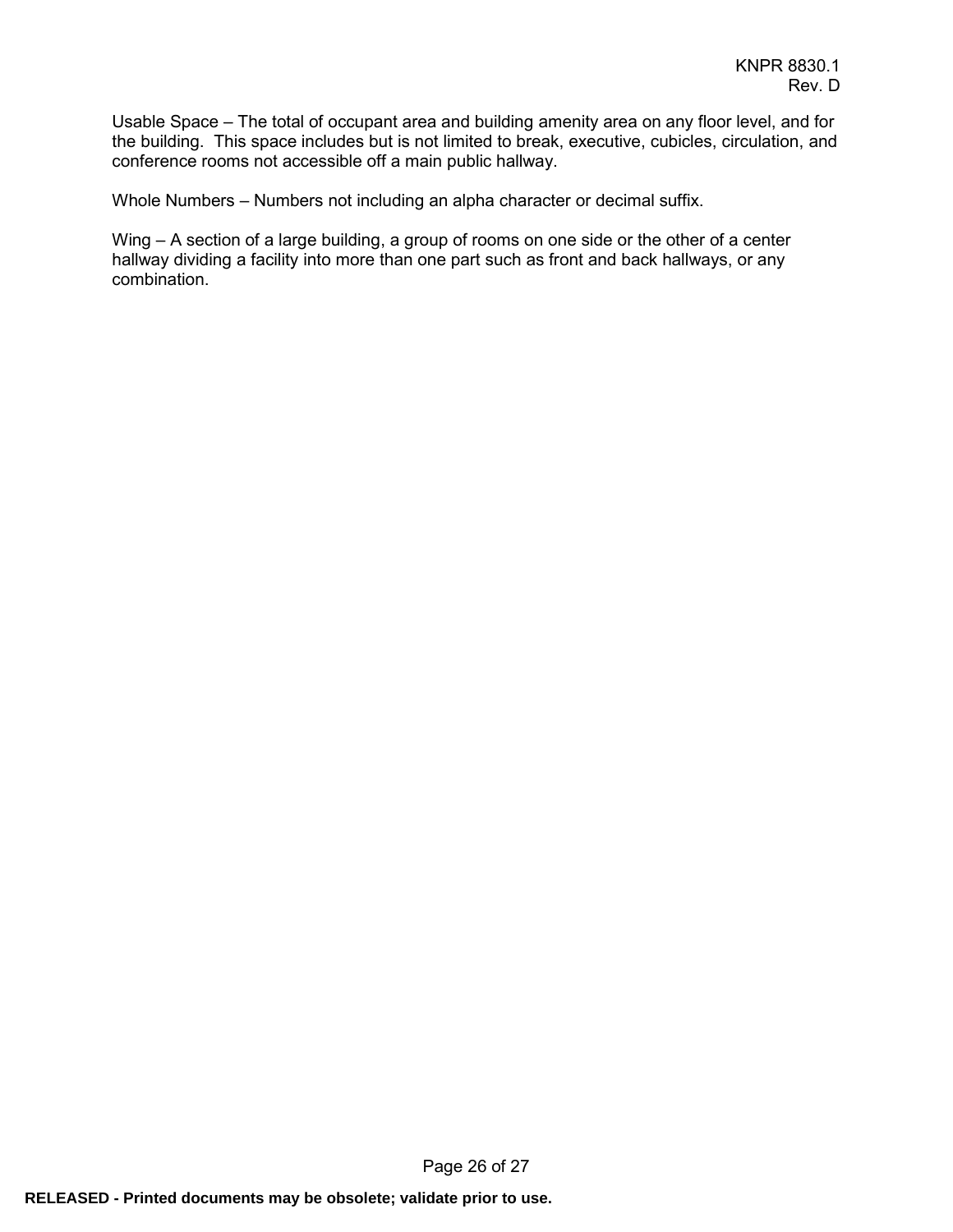Usable Space – The total of occupant area and building amenity area on any floor level, and for the building.  This space includes but is not limited to break, executive, cubicles, circulation, and conference rooms not accessible off a main public hallway.

Whole Numbers – Numbers not including an alpha character or decimal suffix.

Wing – A section of a large building, a group of rooms on one side or the other of a center hallway dividing a facility into more than one part such as front and back hallways, or any combination.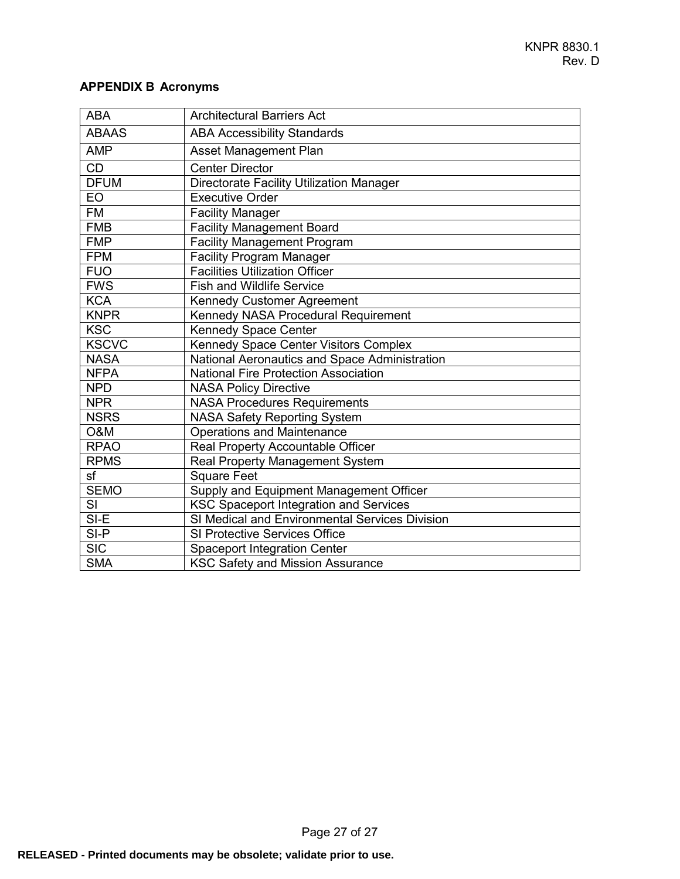## APPENDIX B Acronyms

| | |
|---|---|
| ABA | Architectural Barriers Act |
| ABAAS | ABA Accessibility Standards |
| AMP | Asset Management Plan |
| CD | Center Director |
| DFUM | Directorate Facility Utilization Manager |
| EO | Executive Order |
| FM | Facility Manager |
| FMB | Facility Management Board |
| FMP | Facility Management Program |
| FPM | Facility Program Manager |
| FUO | Facilities Utilization Officer |
| FWS | Fish and Wildlife Service |
| KCA | Kennedy Customer Agreement |
| KNPR | Kennedy NASA Procedural Requirement |
| KSC | Kennedy Space Center |
| KSCVC | Kennedy Space Center Visitors Complex |
| NASA | National Aeronautics and Space Administration |
| NFPA | National Fire Protection Association |
| NPD | NASA Policy Directive |
| NPR | NASA Procedures Requirements |
| NSRS | NASA Safety Reporting System |
| O&M | Operations and Maintenance |
| RPAO | Real Property Accountable Officer |
| RPMS | Real Property Management System |
| sf | Square Feet |
| SEMO | Supply and Equipment Management Officer |
| SI | KSC Spaceport Integration and Services |
| SI-E | SI Medical and Environmental Services Division |
| SI-P | SI Protective Services Office |
| SIC | Spaceport Integration Center |
| SMA | KSC Safety and Mission Assurance |

**RELEASED - Printed documents may be obsolete; validate prior to use.**